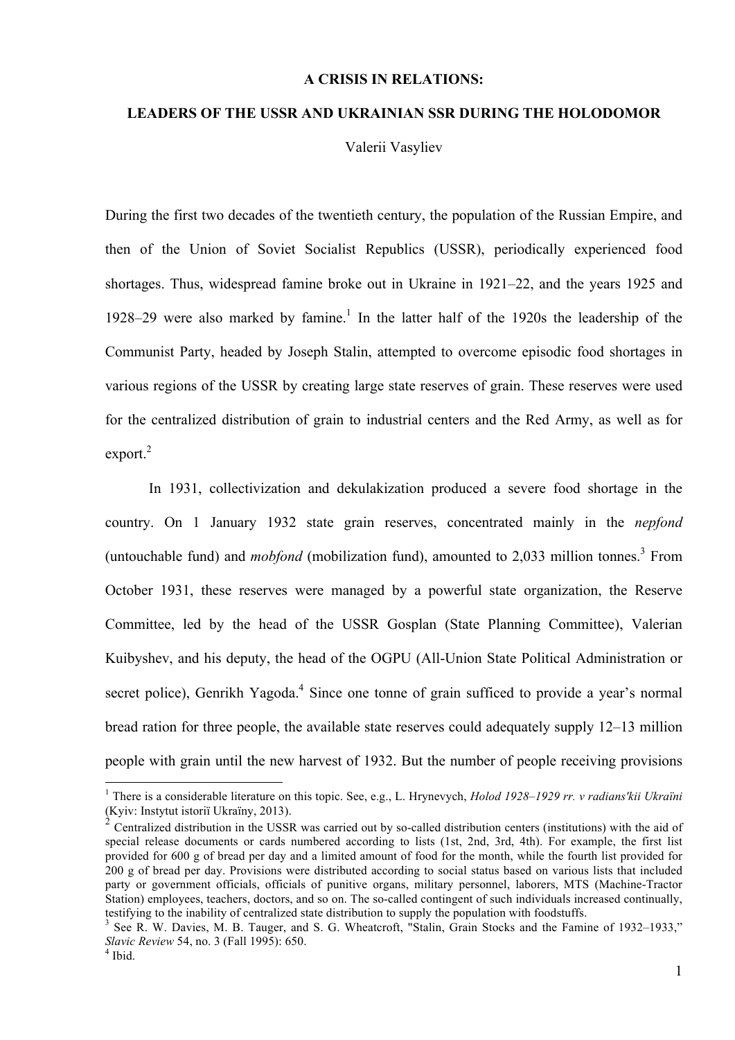# A CRISIS IN RELATIONS:

## LEADERS OF THE USSR AND UKRAINIAN SSR DURING THE HOLODOMOR

Valerii Vasyliev

During the first two decades of the twentieth century, the population of the Russian Empire, and then of the Union of Soviet Socialist Republics (USSR), periodically experienced food shortages. Thus, widespread famine broke out in Ukraine in 1921–22, and the years 1925 and 1928–29 were also marked by famine.[1] In the latter half of the 1920s the leadership of the Communist Party, headed by Joseph Stalin, attempted to overcome episodic food shortages in various regions of the USSR by creating large state reserves of grain. These reserves were used for the centralized distribution of grain to industrial centers and the Red Army, as well as for export.[2]

In 1931, collectivization and dekulakization produced a severe food shortage in the country. On 1 January 1932 state grain reserves, concentrated mainly in the *nepfond* (untouchable fund) and *mobfond* (mobilization fund), amounted to 2,033 million tonnes.[3] From October 1931, these reserves were managed by a powerful state organization, the Reserve Committee, led by the head of the USSR Gosplan (State Planning Committee), Valerian Kuibyshev, and his deputy, the head of the OGPU (All-Union State Political Administration or secret police), Genrikh Yagoda.[4] Since one tonne of grain sufficed to provide a year's normal bread ration for three people, the available state reserves could adequately supply 12–13 million people with grain until the new harvest of 1932. But the number of people receiving provisions

---

[1] There is a considerable literature on this topic. See, e.g., L. Hrynevych, *Holod 1928–1929 rr. v radians'kii Ukraïni* (Kyiv: Instytut istoriï Ukraïny, 2013).

[2] Centralized distribution in the USSR was carried out by so-called distribution centers (institutions) with the aid of special release documents or cards numbered according to lists (1st, 2nd, 3rd, 4th). For example, the first list provided for 600 g of bread per day and a limited amount of food for the month, while the fourth list provided for 200 g of bread per day. Provisions were distributed according to social status based on various lists that included party or government officials, officials of punitive organs, military personnel, laborers, MTS (Machine-Tractor Station) employees, teachers, doctors, and so on. The so-called contingent of such individuals increased continually, testifying to the inability of centralized state distribution to supply the population with foodstuffs.

[3] See R. W. Davies, M. B. Tauger, and S. G. Wheatcroft, "Stalin, Grain Stocks and the Famine of 1932–1933," *Slavic Review* 54, no. 3 (Fall 1995): 650.

[4] Ibid.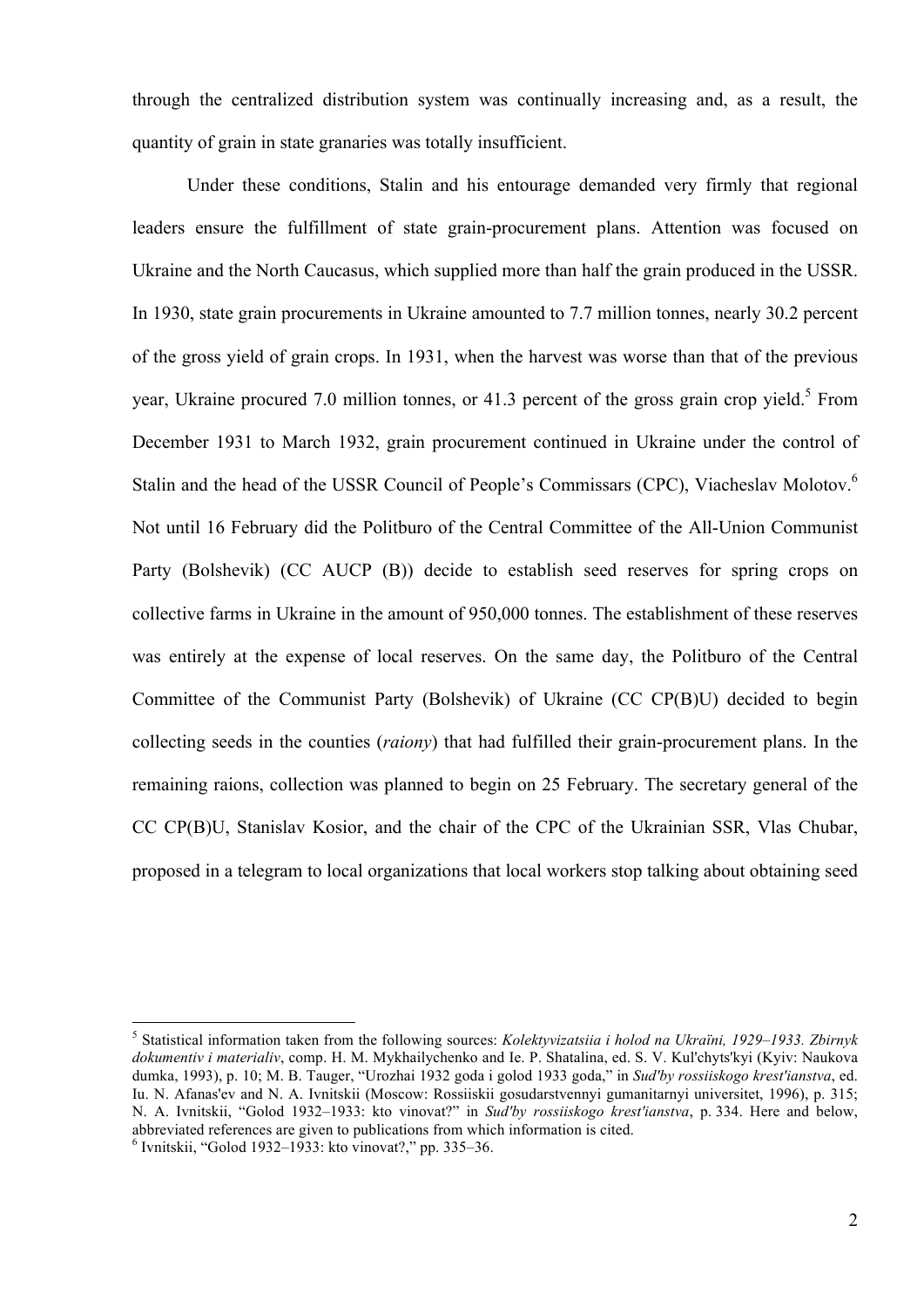through the centralized distribution system was continually increasing and, as a result, the quantity of grain in state granaries was totally insufficient.

Under these conditions, Stalin and his entourage demanded very firmly that regional leaders ensure the fulfillment of state grain-procurement plans. Attention was focused on Ukraine and the North Caucasus, which supplied more than half the grain produced in the USSR. In 1930, state grain procurements in Ukraine amounted to 7.7 million tonnes, nearly 30.2 percent of the gross yield of grain crops. In 1931, when the harvest was worse than that of the previous year, Ukraine procured 7.0 million tonnes, or 41.3 percent of the gross grain crop yield.[5] From December 1931 to March 1932, grain procurement continued in Ukraine under the control of Stalin and the head of the USSR Council of People's Commissars (CPC), Viacheslav Molotov.[6] Not until 16 February did the Politburo of the Central Committee of the All-Union Communist Party (Bolshevik) (CC AUCP (B)) decide to establish seed reserves for spring crops on collective farms in Ukraine in the amount of 950,000 tonnes. The establishment of these reserves was entirely at the expense of local reserves. On the same day, the Politburo of the Central Committee of the Communist Party (Bolshevik) of Ukraine (CC CP(B)U) decided to begin collecting seeds in the counties (*raiony*) that had fulfilled their grain-procurement plans. In the remaining raions, collection was planned to begin on 25 February. The secretary general of the CC CP(B)U, Stanislav Kosior, and the chair of the CPC of the Ukrainian SSR, Vlas Chubar, proposed in a telegram to local organizations that local workers stop talking about obtaining seed

---

[5] Statistical information taken from the following sources: *Kolektyvizatsiia i holod na Ukraïni, 1929–1933. Zbirnyk dokumentiv i materialiv*, comp. H. M. Mykhailychenko and Ie. P. Shatalina, ed. S. V. Kul'chyts'kyi (Kyiv: Naukova dumka, 1993), p. 10; M. B. Tauger, "Urozhai 1932 goda i golod 1933 goda," in *Sud'by rossiiskogo krest'ianstva*, ed. Iu. N. Afanas'ev and N. A. Ivnitskii (Moscow: Rossiiskii gosudarstvennyi gumanitarnyi universitet, 1996), p. 315; N. A. Ivnitskii, "Golod 1932–1933: kto vinovat?" in *Sud'by rossiiskogo krest'ianstva*, p. 334. Here and below, abbreviated references are given to publications from which information is cited.

[6] Ivnitskii, "Golod 1932–1933: kto vinovat?," pp. 335–36.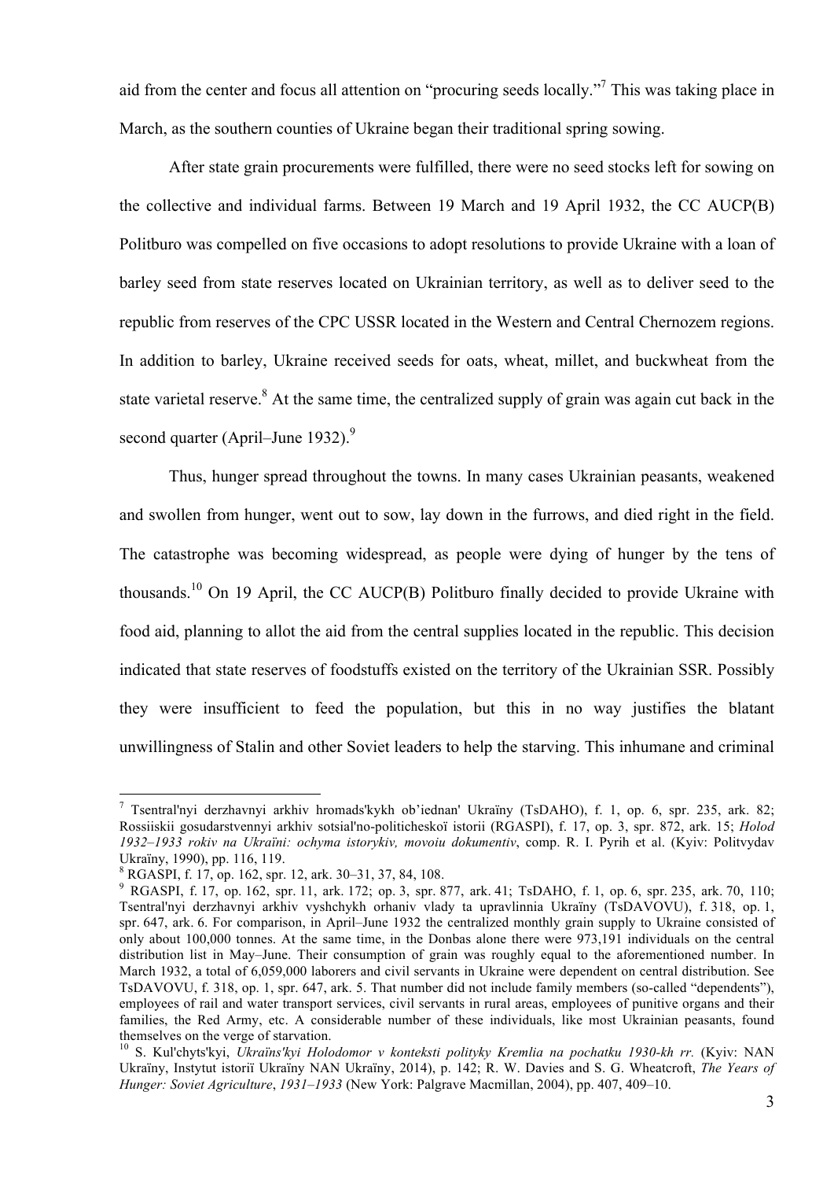aid from the center and focus all attention on "procuring seeds locally."[7] This was taking place in March, as the southern counties of Ukraine began their traditional spring sowing.

After state grain procurements were fulfilled, there were no seed stocks left for sowing on the collective and individual farms. Between 19 March and 19 April 1932, the CC AUCP(B) Politburo was compelled on five occasions to adopt resolutions to provide Ukraine with a loan of barley seed from state reserves located on Ukrainian territory, as well as to deliver seed to the republic from reserves of the CPC USSR located in the Western and Central Chernozem regions. In addition to barley, Ukraine received seeds for oats, wheat, millet, and buckwheat from the state varietal reserve.[8] At the same time, the centralized supply of grain was again cut back in the second quarter (April–June 1932).[9]

Thus, hunger spread throughout the towns. In many cases Ukrainian peasants, weakened and swollen from hunger, went out to sow, lay down in the furrows, and died right in the field. The catastrophe was becoming widespread, as people were dying of hunger by the tens of thousands.[10] On 19 April, the CC AUCP(B) Politburo finally decided to provide Ukraine with food aid, planning to allot the aid from the central supplies located in the republic. This decision indicated that state reserves of foodstuffs existed on the territory of the Ukrainian SSR. Possibly they were insufficient to feed the population, but this in no way justifies the blatant unwillingness of Stalin and other Soviet leaders to help the starving. This inhumane and criminal

---

[7] Tsentral'nyi derzhavnyi arkhiv hromads'kykh ob'iednan' Ukraïny (TsDAHO), f. 1, op. 6, spr. 235, ark. 82; Rossiiskii gosudarstvennyi arkhiv sotsial'no-politicheskoï istorii (RGASPI), f. 17, op. 3, spr. 872, ark. 15; *Holod 1932–1933 rokiv na Ukraïni: ochyma istorykiv, movoiu dokumentiv*, comp. R. I. Pyrih et al. (Kyiv: Politvydav Ukraïny, 1990), pp. 116, 119.

[8] RGASPI, f. 17, op. 162, spr. 12, ark. 30–31, 37, 84, 108.

[9] RGASPI, f. 17, op. 162, spr. 11, ark. 172; op. 3, spr. 877, ark. 41; TsDAHO, f. 1, op. 6, spr. 235, ark. 70, 110; Tsentral'nyi derzhavnyi arkhiv vyshchykh orhaniv vlady ta upravlinnia Ukraïny (TsDAVOVU), f. 318, op. 1, spr. 647, ark. 6. For comparison, in April–June 1932 the centralized monthly grain supply to Ukraine consisted of only about 100,000 tonnes. At the same time, in the Donbas alone there were 973,191 individuals on the central distribution list in May–June. Their consumption of grain was roughly equal to the aforementioned number. In March 1932, a total of 6,059,000 laborers and civil servants in Ukraine were dependent on central distribution. See TsDAVOVU, f. 318, op. 1, spr. 647, ark. 5. That number did not include family members (so-called "dependents"), employees of rail and water transport services, civil servants in rural areas, employees of punitive organs and their families, the Red Army, etc. A considerable number of these individuals, like most Ukrainian peasants, found themselves on the verge of starvation.

[10] S. Kul'chyts'kyi, *Ukraïns'kyi Holodomor v konteksti polityky Kremlia na pochatku 1930-kh rr.* (Kyiv: NAN Ukraïny, Instytut istoriï Ukraïny NAN Ukraïny, 2014), p. 142; R. W. Davies and S. G. Wheatcroft, *The Years of Hunger: Soviet Agriculture*, *1931–1933* (New York: Palgrave Macmillan, 2004), pp. 407, 409–10.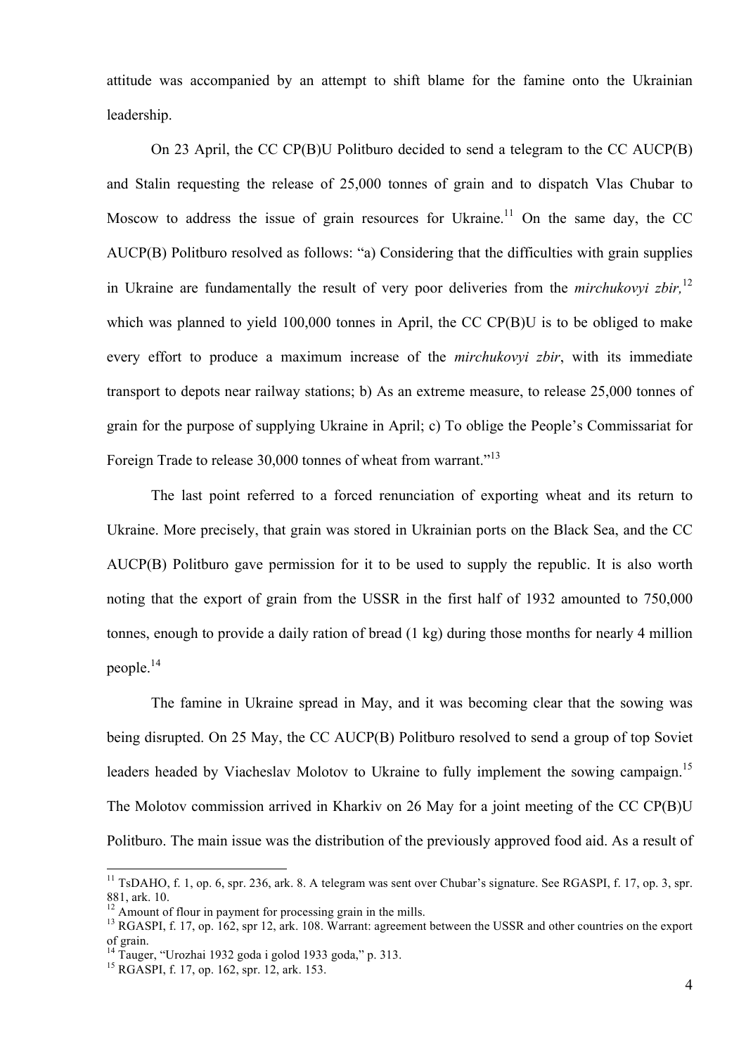attitude was accompanied by an attempt to shift blame for the famine onto the Ukrainian leadership.

On 23 April, the CC CP(B)U Politburo decided to send a telegram to the CC AUCP(B) and Stalin requesting the release of 25,000 tonnes of grain and to dispatch Vlas Chubar to Moscow to address the issue of grain resources for Ukraine.[11] On the same day, the CC AUCP(B) Politburo resolved as follows: "a) Considering that the difficulties with grain supplies in Ukraine are fundamentally the result of very poor deliveries from the *mirchukovyi zbir,*[12] which was planned to yield 100,000 tonnes in April, the CC CP(B)U is to be obliged to make every effort to produce a maximum increase of the *mirchukovyi zbir*, with its immediate transport to depots near railway stations; b) As an extreme measure, to release 25,000 tonnes of grain for the purpose of supplying Ukraine in April; c) To oblige the People's Commissariat for Foreign Trade to release 30,000 tonnes of wheat from warrant."[13]

The last point referred to a forced renunciation of exporting wheat and its return to Ukraine. More precisely, that grain was stored in Ukrainian ports on the Black Sea, and the CC AUCP(B) Politburo gave permission for it to be used to supply the republic. It is also worth noting that the export of grain from the USSR in the first half of 1932 amounted to 750,000 tonnes, enough to provide a daily ration of bread (1 kg) during those months for nearly 4 million people.[14]

The famine in Ukraine spread in May, and it was becoming clear that the sowing was being disrupted. On 25 May, the CC AUCP(B) Politburo resolved to send a group of top Soviet leaders headed by Viacheslav Molotov to Ukraine to fully implement the sowing campaign.[15] The Molotov commission arrived in Kharkiv on 26 May for a joint meeting of the CC CP(B)U Politburo. The main issue was the distribution of the previously approved food aid. As a result of

---

[11] TsDAHO, f. 1, op. 6, spr. 236, ark. 8. A telegram was sent over Chubar's signature. See RGASPI, f. 17, op. 3, spr. 881, ark. 10.

[12] Amount of flour in payment for processing grain in the mills.

[13] RGASPI, f. 17, op. 162, spr 12, ark. 108. Warrant: agreement between the USSR and other countries on the export of grain.

[14] Tauger, "Urozhai 1932 goda i golod 1933 goda," p. 313.

[15] RGASPI, f. 17, op. 162, spr. 12, ark. 153.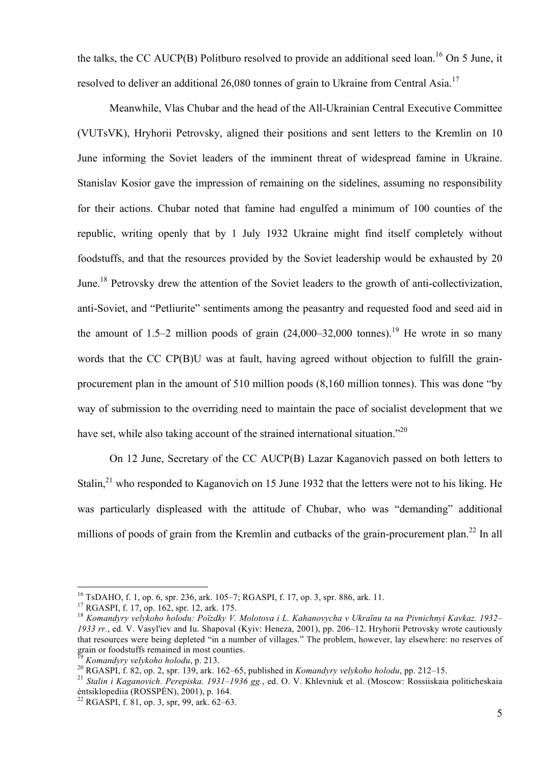the talks, the CC AUCP(B) Politburo resolved to provide an additional seed loan.[16] On 5 June, it resolved to deliver an additional 26,080 tonnes of grain to Ukraine from Central Asia.[17]

Meanwhile, Vlas Chubar and the head of the All-Ukrainian Central Executive Committee (VUTsVK), Hryhorii Petrovsky, aligned their positions and sent letters to the Kremlin on 10 June informing the Soviet leaders of the imminent threat of widespread famine in Ukraine. Stanislav Kosior gave the impression of remaining on the sidelines, assuming no responsibility for their actions. Chubar noted that famine had engulfed a minimum of 100 counties of the republic, writing openly that by 1 July 1932 Ukraine might find itself completely without foodstuffs, and that the resources provided by the Soviet leadership would be exhausted by 20 June.[18] Petrovsky drew the attention of the Soviet leaders to the growth of anti-collectivization, anti-Soviet, and "Petliurite" sentiments among the peasantry and requested food and seed aid in the amount of 1.5–2 million poods of grain (24,000–32,000 tonnes).[19] He wrote in so many words that the CC CP(B)U was at fault, having agreed without objection to fulfill the grain-procurement plan in the amount of 510 million poods (8,160 million tonnes). This was done "by way of submission to the overriding need to maintain the pace of socialist development that we have set, while also taking account of the strained international situation."[20]

On 12 June, Secretary of the CC AUCP(B) Lazar Kaganovich passed on both letters to Stalin,[21] who responded to Kaganovich on 15 June 1932 that the letters were not to his liking. He was particularly displeased with the attitude of Chubar, who was "demanding" additional millions of poods of grain from the Kremlin and cutbacks of the grain-procurement plan.[22] In all

---

[16] TsDAHO, f. 1, op. 6, spr. 236, ark. 105–7; RGASPI, f. 17, op. 3, spr. 886, ark. 11.

[17] RGASPI, f. 17, op. 162, spr. 12, ark. 175.

[18] *Komandyry velykoho holodu: Poïzdky V. Molotova i L. Kahanovycha v Ukraïnu ta na Pivnichnyi Kavkaz. 1932–1933 rr.*, ed. V. Vasyl'iev and Iu. Shapoval (Kyiv: Heneza, 2001), pp. 206–12. Hryhorii Petrovsky wrote cautiously that resources were being depleted "in a number of villages." The problem, however, lay elsewhere: no reserves of grain or foodstuffs remained in most counties.

[19] *Komandyry velykoho holodu*, p. 213.

[20] RGASPI, f. 82, op. 2, spr. 139, ark. 162–65, published in *Komandyry velykoho holodu*, pp. 212–15.

[21] *Stalin i Kaganovich. Perepiska. 1931–1936 gg.*, ed. O. V. Khlevniuk et al. (Moscow: Rossiiskaia politicheskaia ėntsiklopediia (ROSSPĖN), 2001), p. 164.

[22] RGASPI, f. 81, op. 3, spr, 99, ark. 62–63.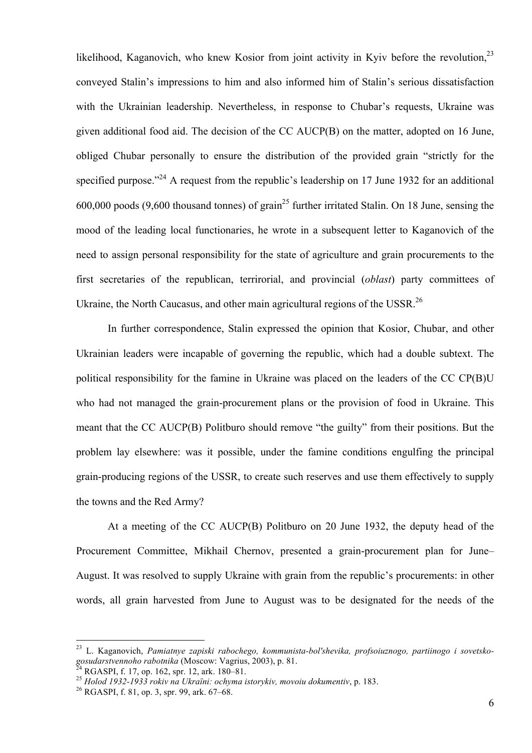likelihood, Kaganovich, who knew Kosior from joint activity in Kyiv before the revolution,[23] conveyed Stalin's impressions to him and also informed him of Stalin's serious dissatisfaction with the Ukrainian leadership. Nevertheless, in response to Chubar's requests, Ukraine was given additional food aid. The decision of the CC AUCP(B) on the matter, adopted on 16 June, obliged Chubar personally to ensure the distribution of the provided grain "strictly for the specified purpose."[24] A request from the republic's leadership on 17 June 1932 for an additional 600,000 poods (9,600 thousand tonnes) of grain[25] further irritated Stalin. On 18 June, sensing the mood of the leading local functionaries, he wrote in a subsequent letter to Kaganovich of the need to assign personal responsibility for the state of agriculture and grain procurements to the first secretaries of the republican, terrirorial, and provincial (*oblast*) party committees of Ukraine, the North Caucasus, and other main agricultural regions of the USSR.[26]

In further correspondence, Stalin expressed the opinion that Kosior, Chubar, and other Ukrainian leaders were incapable of governing the republic, which had a double subtext. The political responsibility for the famine in Ukraine was placed on the leaders of the CC CP(B)U who had not managed the grain-procurement plans or the provision of food in Ukraine. This meant that the CC AUCP(B) Politburo should remove "the guilty" from their positions. But the problem lay elsewhere: was it possible, under the famine conditions engulfing the principal grain-producing regions of the USSR, to create such reserves and use them effectively to supply the towns and the Red Army?

At a meeting of the CC AUCP(B) Politburo on 20 June 1932, the deputy head of the Procurement Committee, Mikhail Chernov, presented a grain-procurement plan for June–August. It was resolved to supply Ukraine with grain from the republic's procurements: in other words, all grain harvested from June to August was to be designated for the needs of the

---

[23] L. Kaganovich, *Pamiatnye zapiski rabochego, kommunista-bol'shevika, profsoiuznogo, partiinogo i sovetsko-gosudarstvennoho rabotnika* (Moscow: Vagrius, 2003), p. 81.

[24] RGASPI, f. 17, op. 162, spr. 12, ark. 180–81.

[25] *Holod 1932-1933 rokiv na Ukraïni: ochyma istorykiv, movoiu dokumentiv*, p. 183.

[26] RGASPI, f. 81, op. 3, spr. 99, ark. 67–68.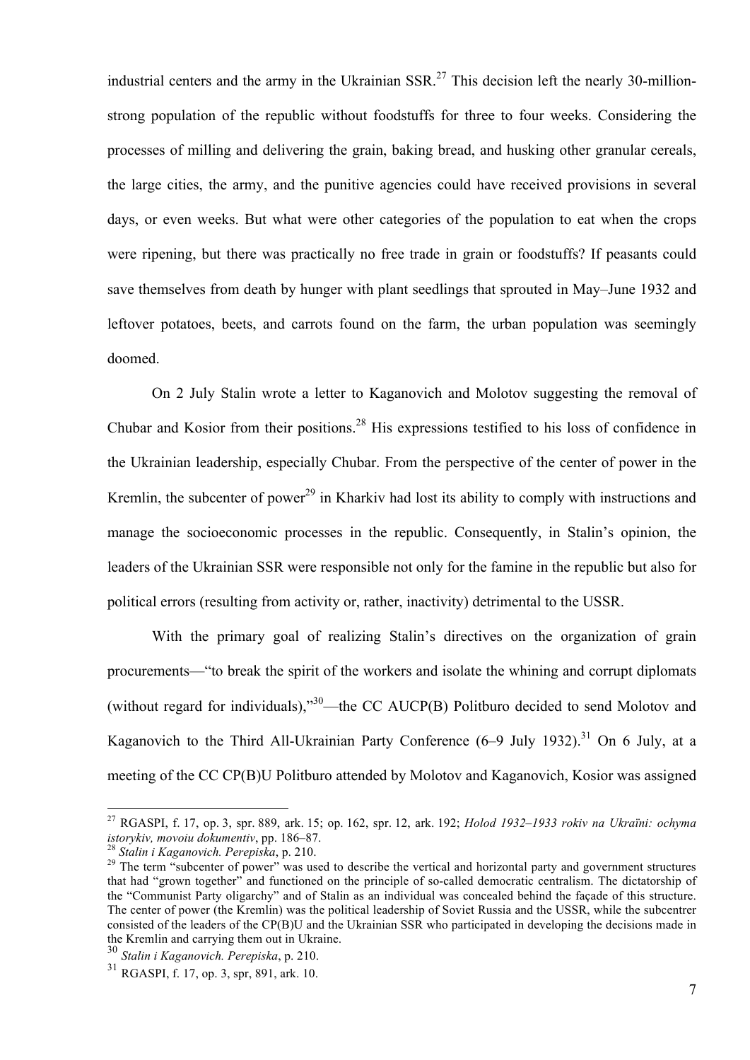industrial centers and the army in the Ukrainian SSR.[27] This decision left the nearly 30-million-strong population of the republic without foodstuffs for three to four weeks. Considering the processes of milling and delivering the grain, baking bread, and husking other granular cereals, the large cities, the army, and the punitive agencies could have received provisions in several days, or even weeks. But what were other categories of the population to eat when the crops were ripening, but there was practically no free trade in grain or foodstuffs? If peasants could save themselves from death by hunger with plant seedlings that sprouted in May–June 1932 and leftover potatoes, beets, and carrots found on the farm, the urban population was seemingly doomed.

On 2 July Stalin wrote a letter to Kaganovich and Molotov suggesting the removal of Chubar and Kosior from their positions.[28] His expressions testified to his loss of confidence in the Ukrainian leadership, especially Chubar. From the perspective of the center of power in the Kremlin, the subcenter of power[29] in Kharkiv had lost its ability to comply with instructions and manage the socioeconomic processes in the republic. Consequently, in Stalin's opinion, the leaders of the Ukrainian SSR were responsible not only for the famine in the republic but also for political errors (resulting from activity or, rather, inactivity) detrimental to the USSR.

With the primary goal of realizing Stalin's directives on the organization of grain procurements—"to break the spirit of the workers and isolate the whining and corrupt diplomats (without regard for individuals),"[30]—the CC AUCP(B) Politburo decided to send Molotov and Kaganovich to the Third All-Ukrainian Party Conference (6–9 July 1932).[31] On 6 July, at a meeting of the CC CP(B)U Politburo attended by Molotov and Kaganovich, Kosior was assigned

---

[27] RGASPI, f. 17, op. 3, spr. 889, ark. 15; op. 162, spr. 12, ark. 192; *Holod 1932–1933 rokiv na Ukraïni: ochyma istorykiv, movoiu dokumentiv*, pp. 186–87.

[28] *Stalin i Kaganovich. Perepiska*, p. 210.

[29] The term "subcenter of power" was used to describe the vertical and horizontal party and government structures that had "grown together" and functioned on the principle of so-called democratic centralism. The dictatorship of the "Communist Party oligarchy" and of Stalin as an individual was concealed behind the façade of this structure. The center of power (the Kremlin) was the political leadership of Soviet Russia and the USSR, while the subcentrer consisted of the leaders of the CP(B)U and the Ukrainian SSR who participated in developing the decisions made in the Kremlin and carrying them out in Ukraine.

[30] *Stalin i Kaganovich. Perepiska*, p. 210.

[31] RGASPI, f. 17, op. 3, spr, 891, ark. 10.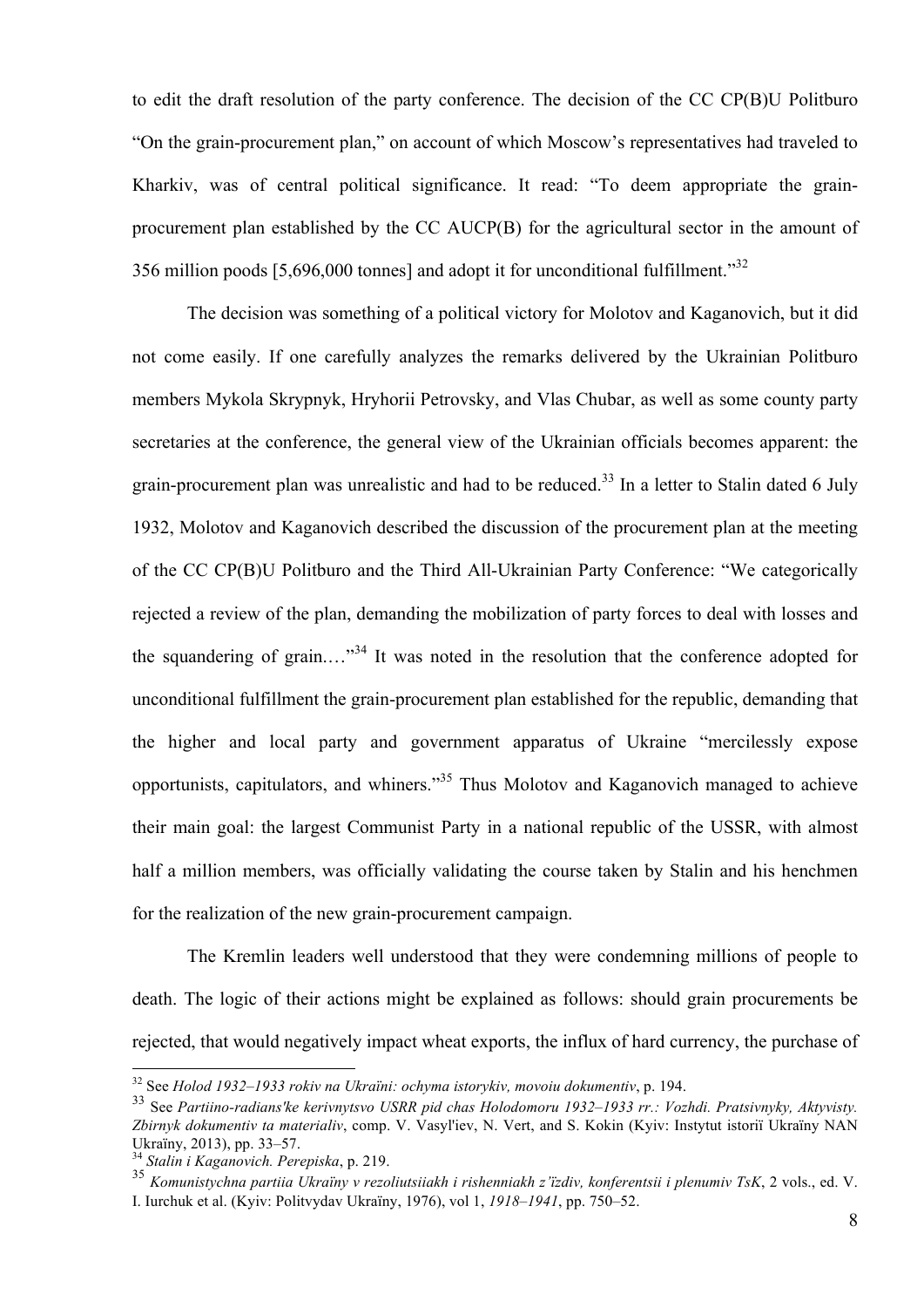to edit the draft resolution of the party conference. The decision of the CC CP(B)U Politburo "On the grain-procurement plan," on account of which Moscow's representatives had traveled to Kharkiv, was of central political significance. It read: "To deem appropriate the grain-procurement plan established by the CC AUCP(B) for the agricultural sector in the amount of 356 million poods [5,696,000 tonnes] and adopt it for unconditional fulfillment."[32]

The decision was something of a political victory for Molotov and Kaganovich, but it did not come easily. If one carefully analyzes the remarks delivered by the Ukrainian Politburo members Mykola Skrypnyk, Hryhorii Petrovsky, and Vlas Chubar, as well as some county party secretaries at the conference, the general view of the Ukrainian officials becomes apparent: the grain-procurement plan was unrealistic and had to be reduced.[33] In a letter to Stalin dated 6 July 1932, Molotov and Kaganovich described the discussion of the procurement plan at the meeting of the CC CP(B)U Politburo and the Third All-Ukrainian Party Conference: "We categorically rejected a review of the plan, demanding the mobilization of party forces to deal with losses and the squandering of grain.…"[34] It was noted in the resolution that the conference adopted for unconditional fulfillment the grain-procurement plan established for the republic, demanding that the higher and local party and government apparatus of Ukraine "mercilessly expose opportunists, capitulators, and whiners."[35] Thus Molotov and Kaganovich managed to achieve their main goal: the largest Communist Party in a national republic of the USSR, with almost half a million members, was officially validating the course taken by Stalin and his henchmen for the realization of the new grain-procurement campaign.

The Kremlin leaders well understood that they were condemning millions of people to death. The logic of their actions might be explained as follows: should grain procurements be rejected, that would negatively impact wheat exports, the influx of hard currency, the purchase of

---

[32] See *Holod 1932–1933 rokiv na Ukraïni: ochyma istorykiv, movoiu dokumentiv*, p. 194.

[33] See *Partiino-radians'ke kerivnytsvo USRR pid chas Holodomoru 1932–1933 rr.: Vozhdi. Pratsivnyky, Aktyvisty. Zbirnyk dokumentiv ta materialiv*, comp. V. Vasyl'iev, N. Vert, and S. Kokin (Kyiv: Instytut istoriï Ukraïny NAN Ukraïny, 2013), pp. 33–57.

[34] *Stalin i Kaganovich. Perepiska*, p. 219.

[35] *Komunistychna partiia Ukraïny v rezoliutsiiakh i rishenniakh z'ïzdiv, konferentsii i plenumiv TsK*, 2 vols., ed. V. I. Iurchuk et al. (Kyiv: Politvydav Ukraïny, 1976), vol 1, *1918–1941*, pp. 750–52.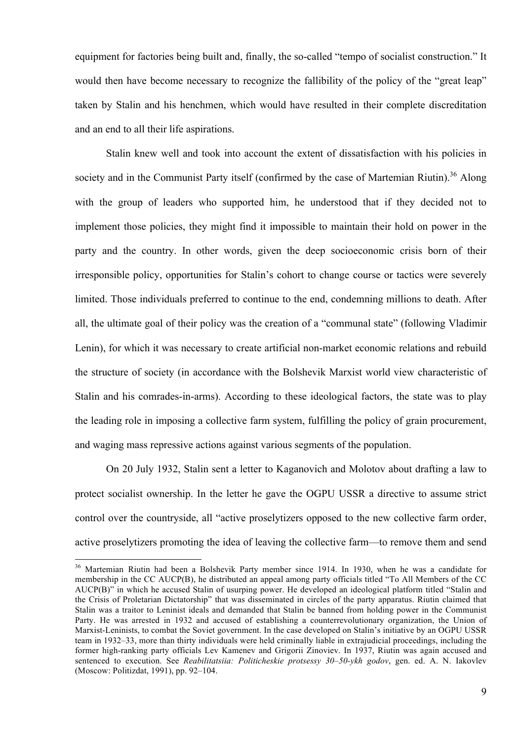equipment for factories being built and, finally, the so-called "tempo of socialist construction." It would then have become necessary to recognize the fallibility of the policy of the "great leap" taken by Stalin and his henchmen, which would have resulted in their complete discreditation and an end to all their life aspirations.

Stalin knew well and took into account the extent of dissatisfaction with his policies in society and in the Communist Party itself (confirmed by the case of Martemian Riutin).[36] Along with the group of leaders who supported him, he understood that if they decided not to implement those policies, they might find it impossible to maintain their hold on power in the party and the country. In other words, given the deep socioeconomic crisis born of their irresponsible policy, opportunities for Stalin's cohort to change course or tactics were severely limited. Those individuals preferred to continue to the end, condemning millions to death. After all, the ultimate goal of their policy was the creation of a "communal state" (following Vladimir Lenin), for which it was necessary to create artificial non-market economic relations and rebuild the structure of society (in accordance with the Bolshevik Marxist world view characteristic of Stalin and his comrades-in-arms). According to these ideological factors, the state was to play the leading role in imposing a collective farm system, fulfilling the policy of grain procurement, and waging mass repressive actions against various segments of the population.

On 20 July 1932, Stalin sent a letter to Kaganovich and Molotov about drafting a law to protect socialist ownership. In the letter he gave the OGPU USSR a directive to assume strict control over the countryside, all "active proselytizers opposed to the new collective farm order, active proselytizers promoting the idea of leaving the collective farm—to remove them and send

---

[36] Martemian Riutin had been a Bolshevik Party member since 1914. In 1930, when he was a candidate for membership in the CC AUCP(B), he distributed an appeal among party officials titled "To All Members of the CC AUCP(B)" in which he accused Stalin of usurping power. He developed an ideological platform titled "Stalin and the Crisis of Proletarian Dictatorship" that was disseminated in circles of the party apparatus. Riutin claimed that Stalin was a traitor to Leninist ideals and demanded that Stalin be banned from holding power in the Communist Party. He was arrested in 1932 and accused of establishing a counterrevolutionary organization, the Union of Marxist-Leninists, to combat the Soviet government. In the case developed on Stalin's initiative by an OGPU USSR team in 1932–33, more than thirty individuals were held criminally liable in extrajudicial proceedings, including the former high-ranking party officials Lev Kamenev and Grigorii Zinoviev. In 1937, Riutin was again accused and sentenced to execution. See *Reabilitatsiia: Politicheskie protsessy 30–50-ykh godov*, gen. ed. A. N. Iakovlev (Moscow: Politizdat, 1991), pp. 92–104.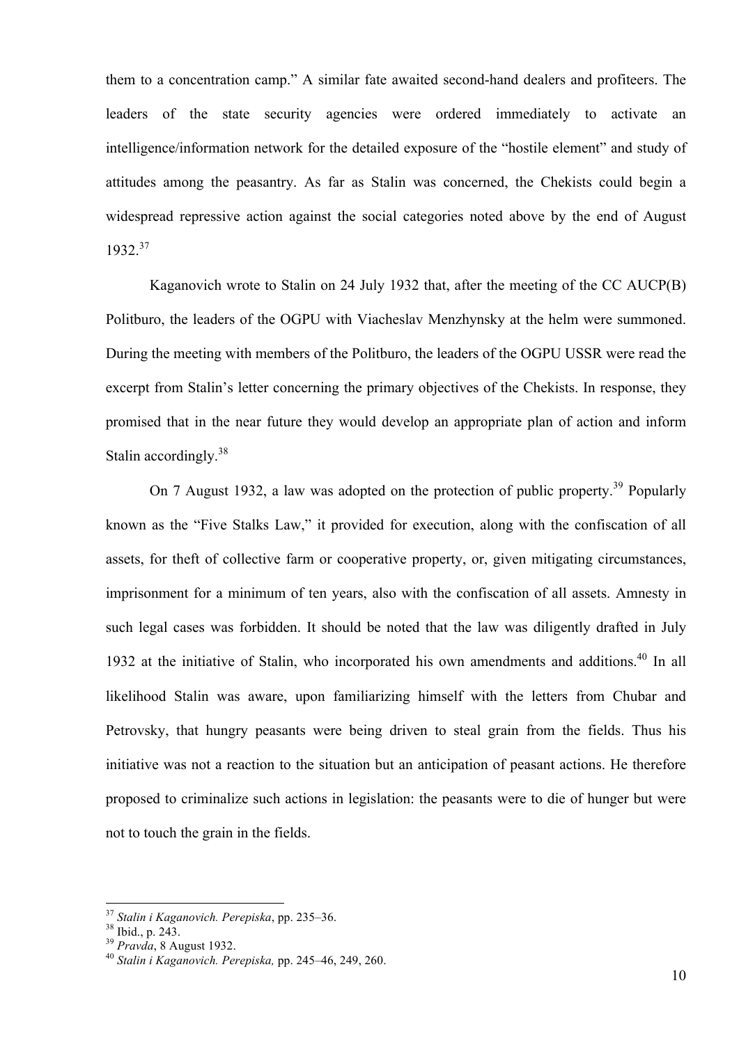them to a concentration camp." A similar fate awaited second-hand dealers and profiteers. The leaders of the state security agencies were ordered immediately to activate an intelligence/information network for the detailed exposure of the "hostile element" and study of attitudes among the peasantry. As far as Stalin was concerned, the Chekists could begin a widespread repressive action against the social categories noted above by the end of August 1932.[37]

Kaganovich wrote to Stalin on 24 July 1932 that, after the meeting of the CC AUCP(B) Politburo, the leaders of the OGPU with Viacheslav Menzhynsky at the helm were summoned. During the meeting with members of the Politburo, the leaders of the OGPU USSR were read the excerpt from Stalin's letter concerning the primary objectives of the Chekists. In response, they promised that in the near future they would develop an appropriate plan of action and inform Stalin accordingly.[38]

On 7 August 1932, a law was adopted on the protection of public property.[39] Popularly known as the "Five Stalks Law," it provided for execution, along with the confiscation of all assets, for theft of collective farm or cooperative property, or, given mitigating circumstances, imprisonment for a minimum of ten years, also with the confiscation of all assets. Amnesty in such legal cases was forbidden. It should be noted that the law was diligently drafted in July 1932 at the initiative of Stalin, who incorporated his own amendments and additions.[40] In all likelihood Stalin was aware, upon familiarizing himself with the letters from Chubar and Petrovsky, that hungry peasants were being driven to steal grain from the fields. Thus his initiative was not a reaction to the situation but an anticipation of peasant actions. He therefore proposed to criminalize such actions in legislation: the peasants were to die of hunger but were not to touch the grain in the fields.

---

[37] *Stalin i Kaganovich. Perepiska*, pp. 235–36.

[38] Ibid., p. 243.

[39] *Pravda*, 8 August 1932.

[40] *Stalin i Kaganovich. Perepiska,* pp. 245–46, 249, 260.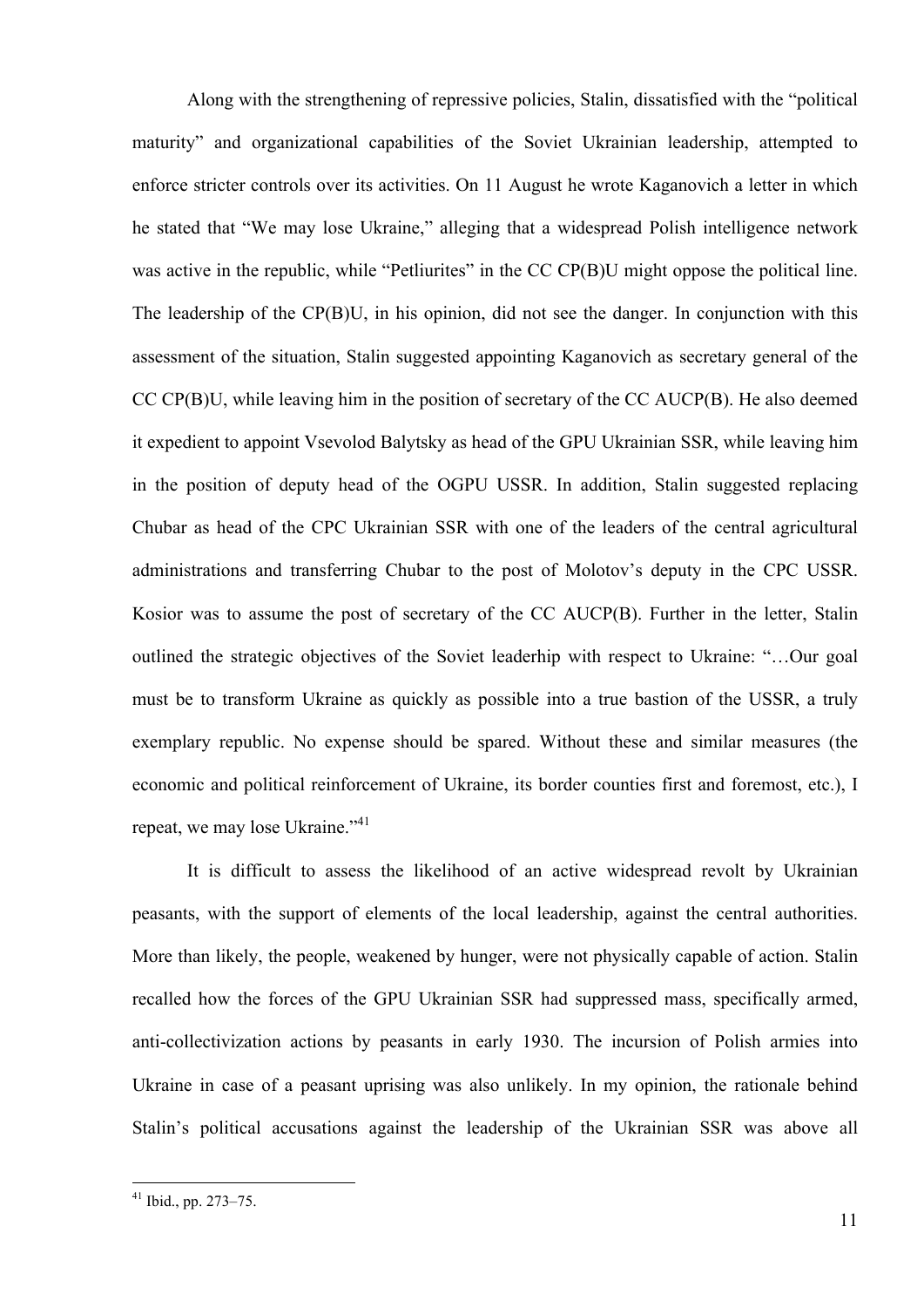Along with the strengthening of repressive policies, Stalin, dissatisfied with the "political maturity" and organizational capabilities of the Soviet Ukrainian leadership, attempted to enforce stricter controls over its activities. On 11 August he wrote Kaganovich a letter in which he stated that "We may lose Ukraine," alleging that a widespread Polish intelligence network was active in the republic, while "Petliurites" in the CC CP(B)U might oppose the political line. The leadership of the CP(B)U, in his opinion, did not see the danger. In conjunction with this assessment of the situation, Stalin suggested appointing Kaganovich as secretary general of the CC CP(B)U, while leaving him in the position of secretary of the CC AUCP(B). He also deemed it expedient to appoint Vsevolod Balytsky as head of the GPU Ukrainian SSR, while leaving him in the position of deputy head of the OGPU USSR. In addition, Stalin suggested replacing Chubar as head of the CPC Ukrainian SSR with one of the leaders of the central agricultural administrations and transferring Chubar to the post of Molotov's deputy in the CPC USSR. Kosior was to assume the post of secretary of the CC AUCP(B). Further in the letter, Stalin outlined the strategic objectives of the Soviet leaderhip with respect to Ukraine: "…Our goal must be to transform Ukraine as quickly as possible into a true bastion of the USSR, a truly exemplary republic. No expense should be spared. Without these and similar measures (the economic and political reinforcement of Ukraine, its border counties first and foremost, etc.), I repeat, we may lose Ukraine."[41]

It is difficult to assess the likelihood of an active widespread revolt by Ukrainian peasants, with the support of elements of the local leadership, against the central authorities. More than likely, the people, weakened by hunger, were not physically capable of action. Stalin recalled how the forces of the GPU Ukrainian SSR had suppressed mass, specifically armed, anti-collectivization actions by peasants in early 1930. The incursion of Polish armies into Ukraine in case of a peasant uprising was also unlikely. In my opinion, the rationale behind Stalin's political accusations against the leadership of the Ukrainian SSR was above all

[41] Ibid., pp. 273–75.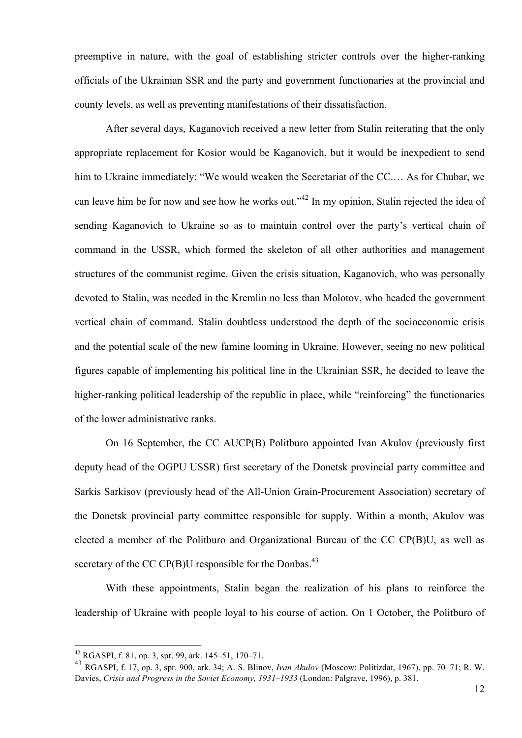preemptive in nature, with the goal of establishing stricter controls over the higher-ranking officials of the Ukrainian SSR and the party and government functionaries at the provincial and county levels, as well as preventing manifestations of their dissatisfaction.

After several days, Kaganovich received a new letter from Stalin reiterating that the only appropriate replacement for Kosior would be Kaganovich, but it would be inexpedient to send him to Ukraine immediately: "We would weaken the Secretariat of the CC.… As for Chubar, we can leave him be for now and see how he works out."[42] In my opinion, Stalin rejected the idea of sending Kaganovich to Ukraine so as to maintain control over the party's vertical chain of command in the USSR, which formed the skeleton of all other authorities and management structures of the communist regime. Given the crisis situation, Kaganovich, who was personally devoted to Stalin, was needed in the Kremlin no less than Molotov, who headed the government vertical chain of command. Stalin doubtless understood the depth of the socioeconomic crisis and the potential scale of the new famine looming in Ukraine. However, seeing no new political figures capable of implementing his political line in the Ukrainian SSR, he decided to leave the higher-ranking political leadership of the republic in place, while "reinforcing" the functionaries of the lower administrative ranks.

On 16 September, the CC AUCP(B) Politburo appointed Ivan Akulov (previously first deputy head of the OGPU USSR) first secretary of the Donetsk provincial party committee and Sarkis Sarkisov (previously head of the All-Union Grain-Procurement Association) secretary of the Donetsk provincial party committee responsible for supply. Within a month, Akulov was elected a member of the Politburo and Organizational Bureau of the CC CP(B)U, as well as secretary of the CC CP(B)U responsible for the Donbas.[43]

With these appointments, Stalin began the realization of his plans to reinforce the leadership of Ukraine with people loyal to his course of action. On 1 October, the Politburo of

---

[42] RGASPI, f. 81, op. 3, spr. 99, ark. 145–51, 170–71.

[43] RGASPI, f. 17, op. 3, spr. 900, ark. 34; A. S. Blinov, *Ivan Akulov* (Moscow: Politizdat, 1967), pp. 70–71; R. W. Davies, *Crisis and Progress in the Soviet Economy, 1931–1933* (London: Palgrave, 1996), p. 381.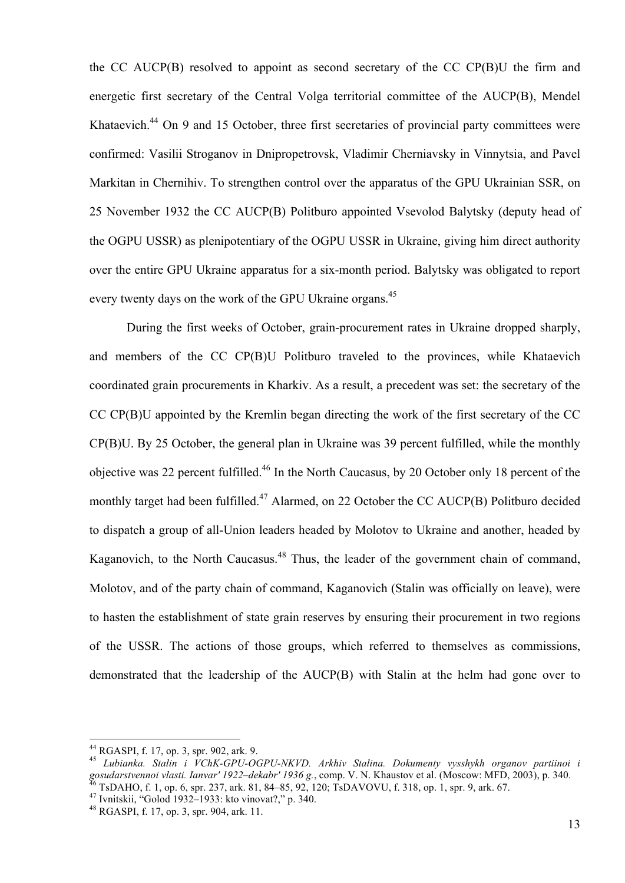the CC AUCP(B) resolved to appoint as second secretary of the CC CP(B)U the firm and energetic first secretary of the Central Volga territorial committee of the AUCP(B), Mendel Khataevich.[44] On 9 and 15 October, three first secretaries of provincial party committees were confirmed: Vasilii Stroganov in Dnipropetrovsk, Vladimir Cherniavsky in Vinnytsia, and Pavel Markitan in Chernihiv. To strengthen control over the apparatus of the GPU Ukrainian SSR, on 25 November 1932 the CC AUCP(B) Politburo appointed Vsevolod Balytsky (deputy head of the OGPU USSR) as plenipotentiary of the OGPU USSR in Ukraine, giving him direct authority over the entire GPU Ukraine apparatus for a six-month period. Balytsky was obligated to report every twenty days on the work of the GPU Ukraine organs.[45]

During the first weeks of October, grain-procurement rates in Ukraine dropped sharply, and members of the CC CP(B)U Politburo traveled to the provinces, while Khataevich coordinated grain procurements in Kharkiv. As a result, a precedent was set: the secretary of the CC CP(B)U appointed by the Kremlin began directing the work of the first secretary of the CC CP(B)U. By 25 October, the general plan in Ukraine was 39 percent fulfilled, while the monthly objective was 22 percent fulfilled.[46] In the North Caucasus, by 20 October only 18 percent of the monthly target had been fulfilled.[47] Alarmed, on 22 October the CC AUCP(B) Politburo decided to dispatch a group of all-Union leaders headed by Molotov to Ukraine and another, headed by Kaganovich, to the North Caucasus.[48] Thus, the leader of the government chain of command, Molotov, and of the party chain of command, Kaganovich (Stalin was officially on leave), were to hasten the establishment of state grain reserves by ensuring their procurement in two regions of the USSR. The actions of those groups, which referred to themselves as commissions, demonstrated that the leadership of the AUCP(B) with Stalin at the helm had gone over to

---

[44] RGASPI, f. 17, op. 3, spr. 902, ark. 9.

[45] *Lubianka. Stalin i VChK-GPU-OGPU-NKVD. Arkhiv Stalina. Dokumenty vysshykh organov partiinoi i gosudarstvennoi vlasti. Ianvar' 1922–dekabr' 1936 g.*, comp. V. N. Khaustov et al. (Moscow: MFD, 2003), p. 340.

[46] TsDAHO, f. 1, op. 6, spr. 237, ark. 81, 84–85, 92, 120; TsDAVOVU, f. 318, op. 1, spr. 9, ark. 67.

[47] Ivnitskii, "Golod 1932–1933: kto vinovat?," p. 340.

[48] RGASPI, f. 17, op. 3, spr. 904, ark. 11.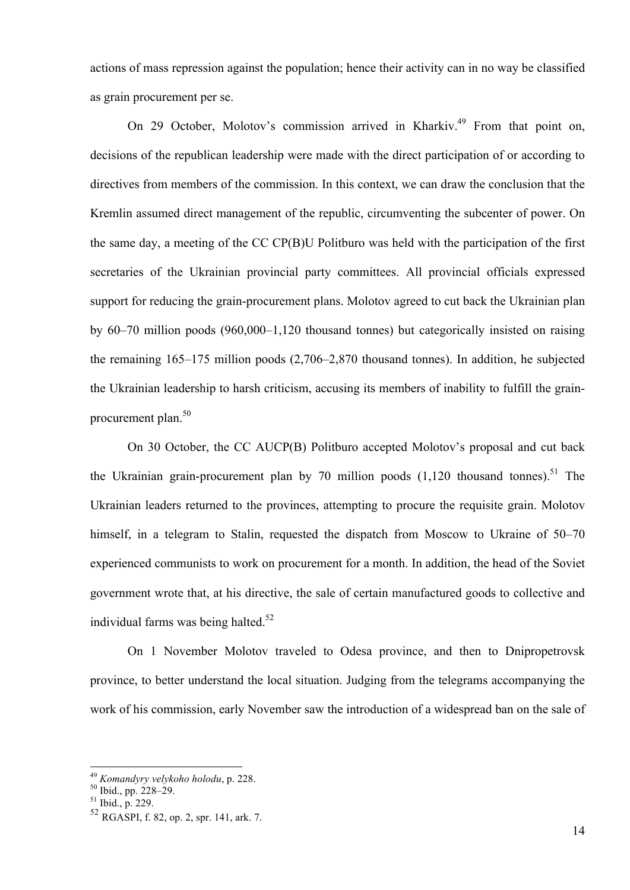actions of mass repression against the population; hence their activity can in no way be classified as grain procurement per se.

On 29 October, Molotov's commission arrived in Kharkiv.[49] From that point on, decisions of the republican leadership were made with the direct participation of or according to directives from members of the commission. In this context, we can draw the conclusion that the Kremlin assumed direct management of the republic, circumventing the subcenter of power. On the same day, a meeting of the CC CP(B)U Politburo was held with the participation of the first secretaries of the Ukrainian provincial party committees. All provincial officials expressed support for reducing the grain-procurement plans. Molotov agreed to cut back the Ukrainian plan by 60–70 million poods (960,000–1,120 thousand tonnes) but categorically insisted on raising the remaining 165–175 million poods (2,706–2,870 thousand tonnes). In addition, he subjected the Ukrainian leadership to harsh criticism, accusing its members of inability to fulfill the grain-procurement plan.[50]

On 30 October, the CC AUCP(B) Politburo accepted Molotov's proposal and cut back the Ukrainian grain-procurement plan by 70 million poods (1,120 thousand tonnes).[51] The Ukrainian leaders returned to the provinces, attempting to procure the requisite grain. Molotov himself, in a telegram to Stalin, requested the dispatch from Moscow to Ukraine of 50–70 experienced communists to work on procurement for a month. In addition, the head of the Soviet government wrote that, at his directive, the sale of certain manufactured goods to collective and individual farms was being halted.[52]

On 1 November Molotov traveled to Odesa province, and then to Dnipropetrovsk province, to better understand the local situation. Judging from the telegrams accompanying the work of his commission, early November saw the introduction of a widespread ban on the sale of

---

[49] *Komandyry velykoho holodu*, p. 228.
[50] Ibid., pp. 228–29.
[51] Ibid., p. 229.
[52] RGASPI, f. 82, op. 2, spr. 141, ark. 7.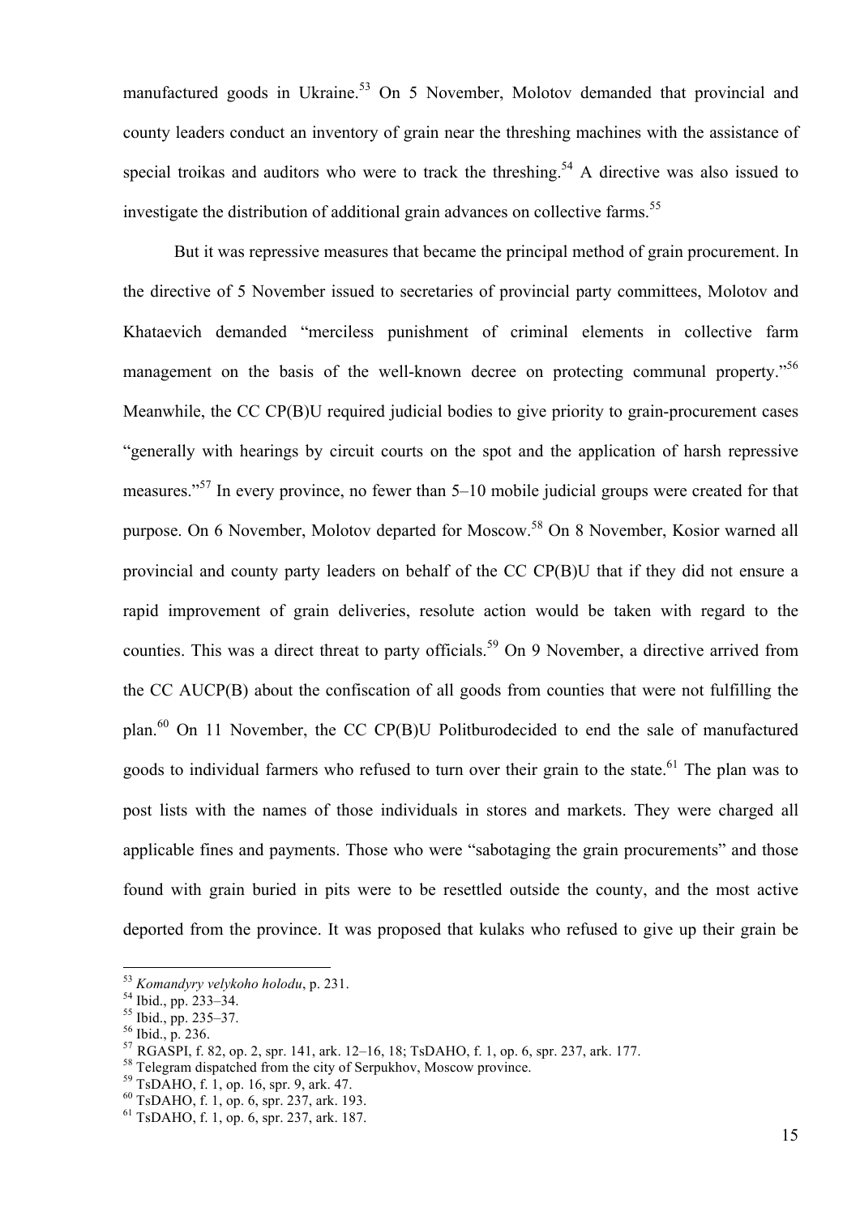manufactured goods in Ukraine.[53] On 5 November, Molotov demanded that provincial and county leaders conduct an inventory of grain near the threshing machines with the assistance of special troikas and auditors who were to track the threshing.[54] A directive was also issued to investigate the distribution of additional grain advances on collective farms.[55]

But it was repressive measures that became the principal method of grain procurement. In the directive of 5 November issued to secretaries of provincial party committees, Molotov and Khataevich demanded "merciless punishment of criminal elements in collective farm management on the basis of the well-known decree on protecting communal property."[56] Meanwhile, the CC CP(B)U required judicial bodies to give priority to grain-procurement cases "generally with hearings by circuit courts on the spot and the application of harsh repressive measures."[57] In every province, no fewer than 5–10 mobile judicial groups were created for that purpose. On 6 November, Molotov departed for Moscow.[58] On 8 November, Kosior warned all provincial and county party leaders on behalf of the CC CP(B)U that if they did not ensure a rapid improvement of grain deliveries, resolute action would be taken with regard to the counties. This was a direct threat to party officials.[59] On 9 November, a directive arrived from the CC AUCP(B) about the confiscation of all goods from counties that were not fulfilling the plan.[60] On 11 November, the CC CP(B)U Politburodecided to end the sale of manufactured goods to individual farmers who refused to turn over their grain to the state.[61] The plan was to post lists with the names of those individuals in stores and markets. They were charged all applicable fines and payments. Those who were "sabotaging the grain procurements" and those found with grain buried in pits were to be resettled outside the county, and the most active deported from the province. It was proposed that kulaks who refused to give up their grain be

---

[53] *Komandyry velykoho holodu*, p. 231.
[54] Ibid., pp. 233–34.
[55] Ibid., pp. 235–37.
[56] Ibid., p. 236.
[57] RGASPI, f. 82, op. 2, spr. 141, ark. 12–16, 18; TsDAHO, f. 1, op. 6, spr. 237, ark. 177.
[58] Telegram dispatched from the city of Serpukhov, Moscow province.
[59] TsDAHO, f. 1, op. 16, spr. 9, ark. 47.
[60] TsDAHO, f. 1, op. 6, spr. 237, ark. 193.
[61] TsDAHO, f. 1, op. 6, spr. 237, ark. 187.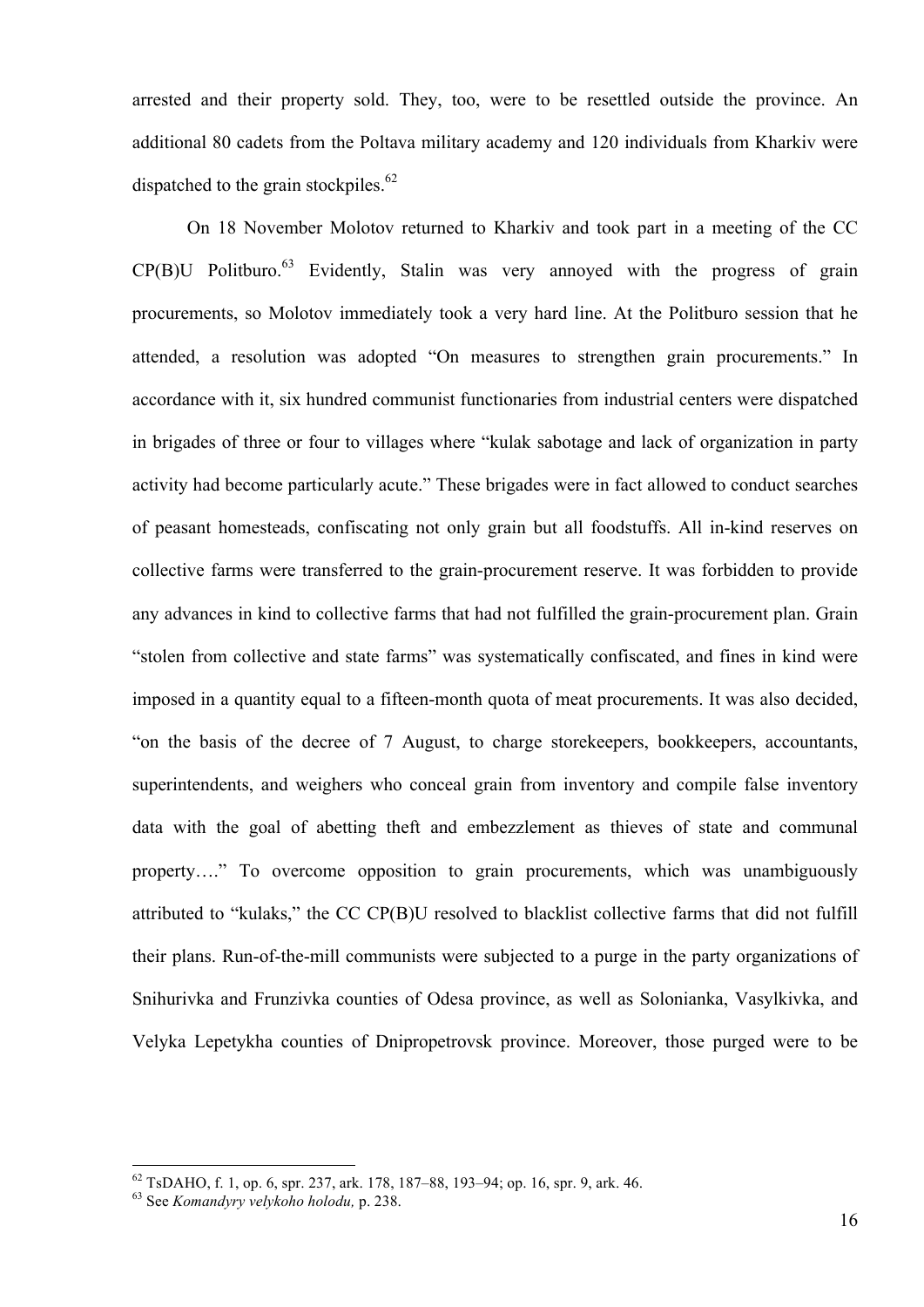arrested and their property sold. They, too, were to be resettled outside the province. An additional 80 cadets from the Poltava military academy and 120 individuals from Kharkiv were dispatched to the grain stockpiles.[62]

On 18 November Molotov returned to Kharkiv and took part in a meeting of the CC CP(B)U Politburo.[63] Evidently, Stalin was very annoyed with the progress of grain procurements, so Molotov immediately took a very hard line. At the Politburo session that he attended, a resolution was adopted "On measures to strengthen grain procurements." In accordance with it, six hundred communist functionaries from industrial centers were dispatched in brigades of three or four to villages where "kulak sabotage and lack of organization in party activity had become particularly acute." These brigades were in fact allowed to conduct searches of peasant homesteads, confiscating not only grain but all foodstuffs. All in-kind reserves on collective farms were transferred to the grain-procurement reserve. It was forbidden to provide any advances in kind to collective farms that had not fulfilled the grain-procurement plan. Grain "stolen from collective and state farms" was systematically confiscated, and fines in kind were imposed in a quantity equal to a fifteen-month quota of meat procurements. It was also decided, "on the basis of the decree of 7 August, to charge storekeepers, bookkeepers, accountants, superintendents, and weighers who conceal grain from inventory and compile false inventory data with the goal of abetting theft and embezzlement as thieves of state and communal property…." To overcome opposition to grain procurements, which was unambiguously attributed to "kulaks," the CC CP(B)U resolved to blacklist collective farms that did not fulfill their plans. Run-of-the-mill communists were subjected to a purge in the party organizations of Snihurivka and Frunzivka counties of Odesa province, as well as Solonianka, Vasylkivka, and Velyka Lepetykha counties of Dnipropetrovsk province. Moreover, those purged were to be

---

[62] TsDAHO, f. 1, op. 6, spr. 237, ark. 178, 187–88, 193–94; op. 16, spr. 9, ark. 46.

[63] See *Komandyry velykoho holodu,* p. 238.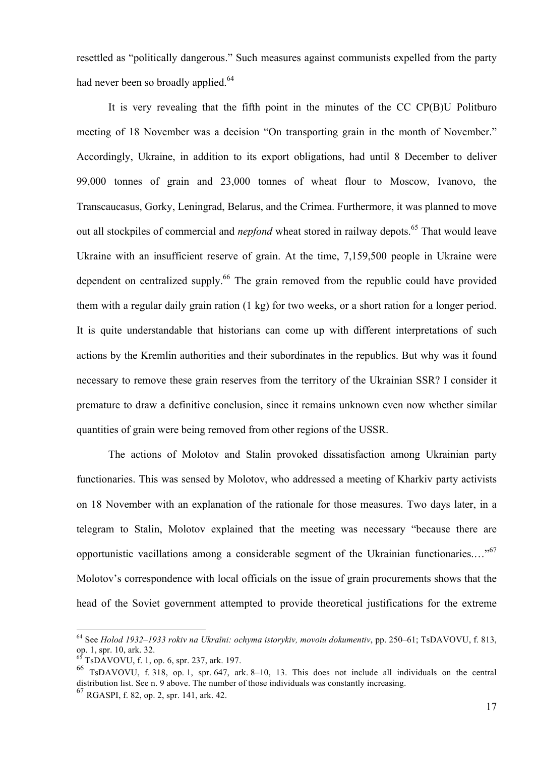resettled as “politically dangerous.” Such measures against communists expelled from the party had never been so broadly applied.[64]

It is very revealing that the fifth point in the minutes of the CC CP(B)U Politburo meeting of 18 November was a decision “On transporting grain in the month of November.” Accordingly, Ukraine, in addition to its export obligations, had until 8 December to deliver 99,000 tonnes of grain and 23,000 tonnes of wheat flour to Moscow, Ivanovo, the Transcaucasus, Gorky, Leningrad, Belarus, and the Crimea. Furthermore, it was planned to move out all stockpiles of commercial and *nepfond* wheat stored in railway depots.[65] That would leave Ukraine with an insufficient reserve of grain. At the time, 7,159,500 people in Ukraine were dependent on centralized supply.[66] The grain removed from the republic could have provided them with a regular daily grain ration (1 kg) for two weeks, or a short ration for a longer period. It is quite understandable that historians can come up with different interpretations of such actions by the Kremlin authorities and their subordinates in the republics. But why was it found necessary to remove these grain reserves from the territory of the Ukrainian SSR? I consider it premature to draw a definitive conclusion, since it remains unknown even now whether similar quantities of grain were being removed from other regions of the USSR.

The actions of Molotov and Stalin provoked dissatisfaction among Ukrainian party functionaries. This was sensed by Molotov, who addressed a meeting of Kharkiv party activists on 18 November with an explanation of the rationale for those measures. Two days later, in a telegram to Stalin, Molotov explained that the meeting was necessary “because there are opportunistic vacillations among a considerable segment of the Ukrainian functionaries.…”[67] Molotov’s correspondence with local officials on the issue of grain procurements shows that the head of the Soviet government attempted to provide theoretical justifications for the extreme

---

[64] See *Holod 1932–1933 rokiv na Ukraïni: ochyma istorykiv, movoiu dokumentiv*, pp. 250–61; TsDAVOVU, f. 813, op. 1, spr. 10, ark. 32.

[65] TsDAVOVU, f. 1, op. 6, spr. 237, ark. 197.

[66] TsDAVOVU, f. 318, op. 1, spr. 647, ark. 8–10, 13. This does not include all individuals on the central distribution list. See n. 9 above. The number of those individuals was constantly increasing.

[67] RGASPI, f. 82, op. 2, spr. 141, ark. 42.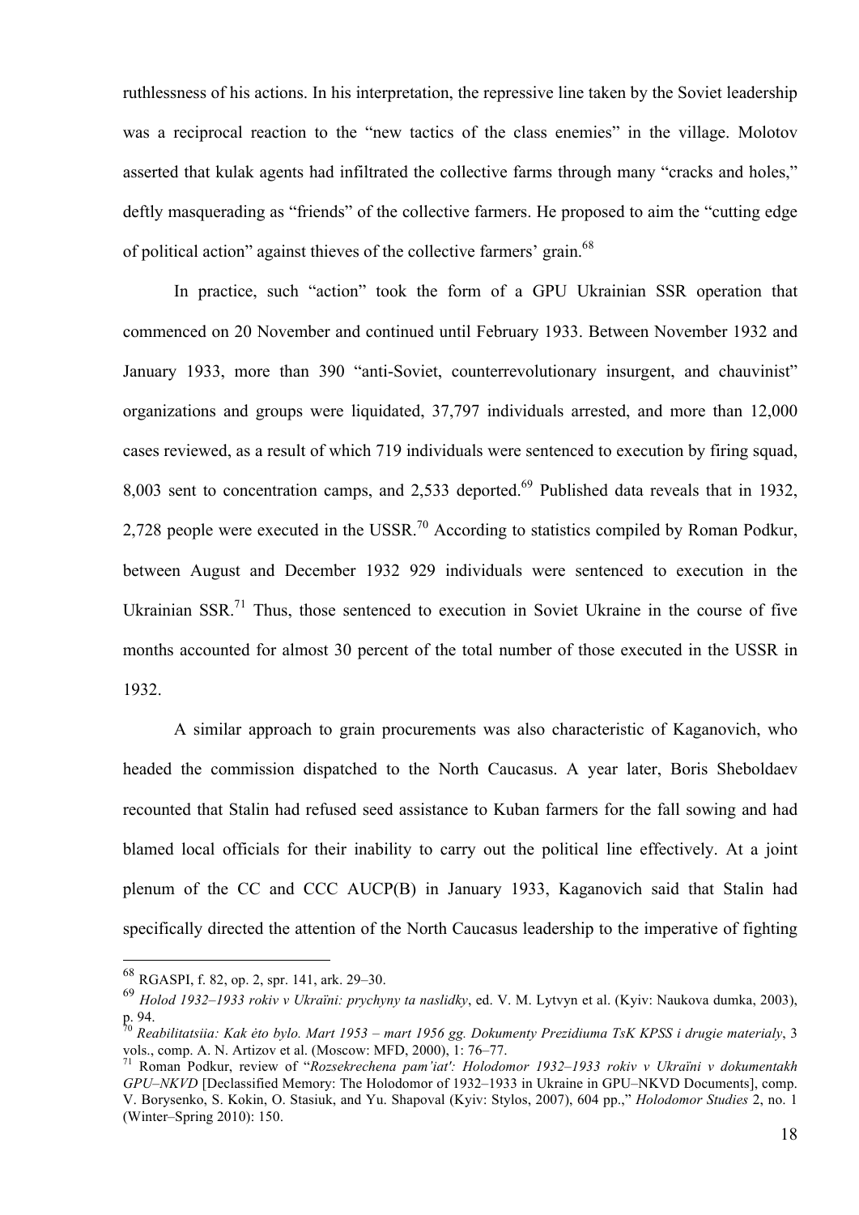ruthlessness of his actions. In his interpretation, the repressive line taken by the Soviet leadership was a reciprocal reaction to the "new tactics of the class enemies" in the village. Molotov asserted that kulak agents had infiltrated the collective farms through many "cracks and holes," deftly masquerading as "friends" of the collective farmers. He proposed to aim the "cutting edge of political action" against thieves of the collective farmers' grain.[68]

In practice, such "action" took the form of a GPU Ukrainian SSR operation that commenced on 20 November and continued until February 1933. Between November 1932 and January 1933, more than 390 "anti-Soviet, counterrevolutionary insurgent, and chauvinist" organizations and groups were liquidated, 37,797 individuals arrested, and more than 12,000 cases reviewed, as a result of which 719 individuals were sentenced to execution by firing squad, 8,003 sent to concentration camps, and 2,533 deported.[69] Published data reveals that in 1932, 2,728 people were executed in the USSR.[70] According to statistics compiled by Roman Podkur, between August and December 1932 929 individuals were sentenced to execution in the Ukrainian SSR.[71] Thus, those sentenced to execution in Soviet Ukraine in the course of five months accounted for almost 30 percent of the total number of those executed in the USSR in 1932.

A similar approach to grain procurements was also characteristic of Kaganovich, who headed the commission dispatched to the North Caucasus. A year later, Boris Sheboldaev recounted that Stalin had refused seed assistance to Kuban farmers for the fall sowing and had blamed local officials for their inability to carry out the political line effectively. At a joint plenum of the CC and CCC AUCP(B) in January 1933, Kaganovich said that Stalin had specifically directed the attention of the North Caucasus leadership to the imperative of fighting

---

[68] RGASPI, f. 82, op. 2, spr. 141, ark. 29–30.

[69] *Holod 1932–1933 rokiv v Ukraïni: prychyny ta naslidky*, ed. V. M. Lytvyn et al. (Kyiv: Naukova dumka, 2003), p. 94.

[70] *Reabilitatsiia: Kak ėto bylo. Mart 1953 – mart 1956 gg. Dokumenty Prezidiuma TsK KPSS i drugie materialy*, 3 vols., comp. A. N. Artizov et al. (Moscow: MFD, 2000), 1: 76–77.

[71] Roman Podkur, review of "*Rozsekrechena pam'iat': Holodomor 1932–1933 rokiv v Ukraïni v dokumentakh GPU–NKVD* [Declassified Memory: The Holodomor of 1932–1933 in Ukraine in GPU–NKVD Documents], comp. V. Borysenko, S. Kokin, O. Stasiuk, and Yu. Shapoval (Kyiv: Stylos, 2007), 604 pp.," *Holodomor Studies* 2, no. 1 (Winter–Spring 2010): 150.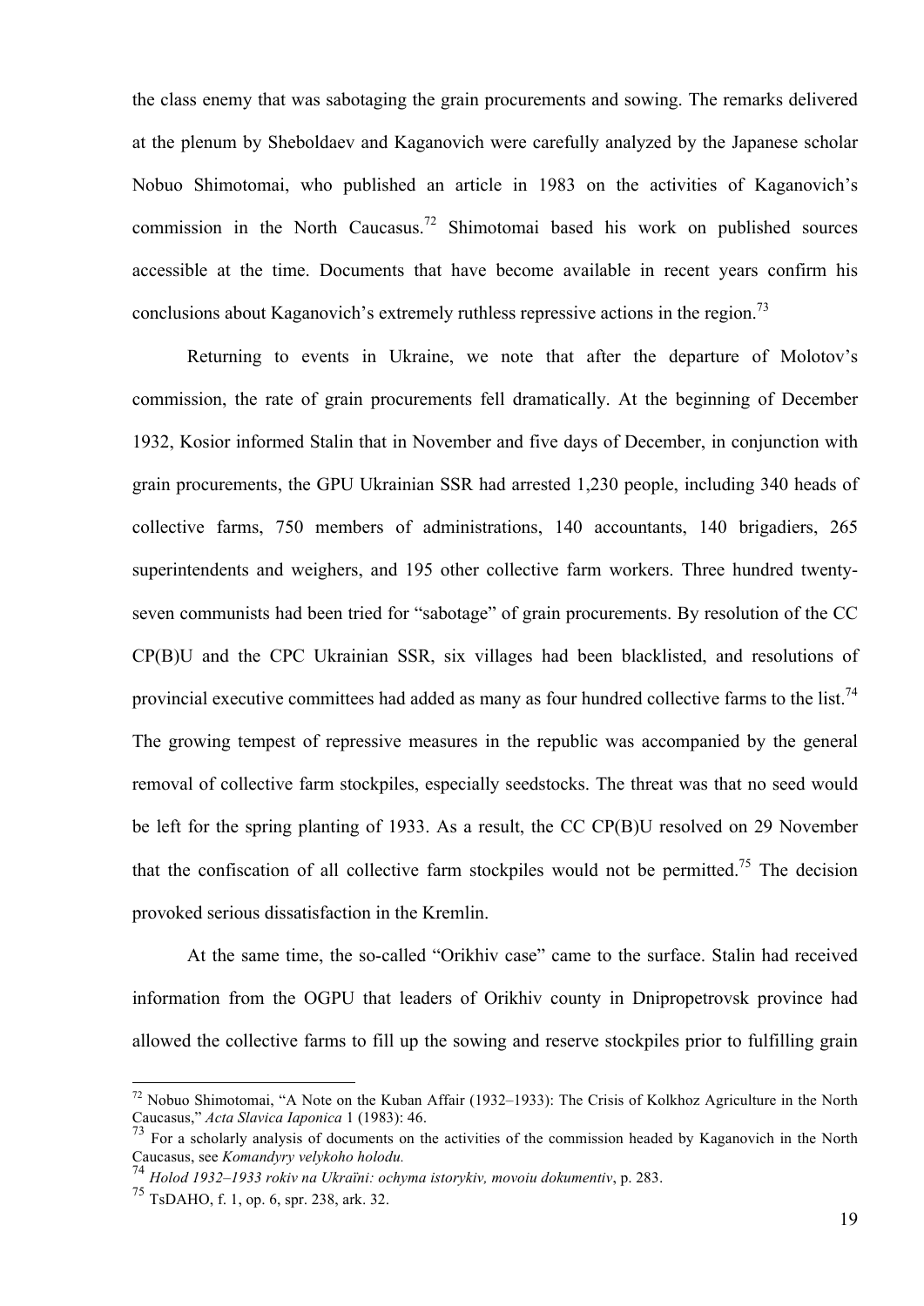the class enemy that was sabotaging the grain procurements and sowing. The remarks delivered at the plenum by Sheboldaev and Kaganovich were carefully analyzed by the Japanese scholar Nobuo Shimotomai, who published an article in 1983 on the activities of Kaganovich's commission in the North Caucasus.[72] Shimotomai based his work on published sources accessible at the time. Documents that have become available in recent years confirm his conclusions about Kaganovich's extremely ruthless repressive actions in the region.[73]

Returning to events in Ukraine, we note that after the departure of Molotov's commission, the rate of grain procurements fell dramatically. At the beginning of December 1932, Kosior informed Stalin that in November and five days of December, in conjunction with grain procurements, the GPU Ukrainian SSR had arrested 1,230 people, including 340 heads of collective farms, 750 members of administrations, 140 accountants, 140 brigadiers, 265 superintendents and weighers, and 195 other collective farm workers. Three hundred twenty-seven communists had been tried for "sabotage" of grain procurements. By resolution of the CC CP(B)U and the CPC Ukrainian SSR, six villages had been blacklisted, and resolutions of provincial executive committees had added as many as four hundred collective farms to the list.[74] The growing tempest of repressive measures in the republic was accompanied by the general removal of collective farm stockpiles, especially seedstocks. The threat was that no seed would be left for the spring planting of 1933. As a result, the CC CP(B)U resolved on 29 November that the confiscation of all collective farm stockpiles would not be permitted.[75] The decision provoked serious dissatisfaction in the Kremlin.

At the same time, the so-called "Orikhiv case" came to the surface. Stalin had received information from the OGPU that leaders of Orikhiv county in Dnipropetrovsk province had allowed the collective farms to fill up the sowing and reserve stockpiles prior to fulfilling grain

---

[72] Nobuo Shimotomai, "A Note on the Kuban Affair (1932–1933): The Crisis of Kolkhoz Agriculture in the North Caucasus," *Acta Slavica Iaponica* 1 (1983): 46.

[73] For a scholarly analysis of documents on the activities of the commission headed by Kaganovich in the North Caucasus, see *Komandyry velykoho holodu.*

[74] *Holod 1932–1933 rokiv na Ukraïni: ochyma istorykiv, movoiu dokumentiv*, p. 283.

[75] TsDAHO, f. 1, op. 6, spr. 238, ark. 32.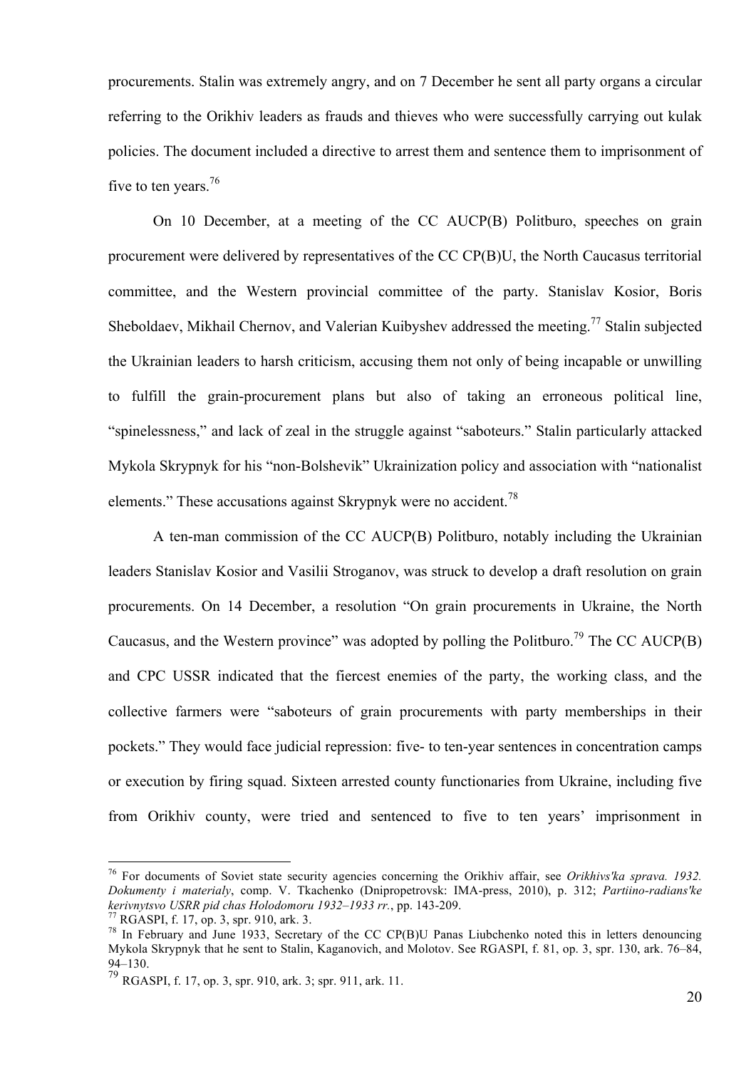procurements. Stalin was extremely angry, and on 7 December he sent all party organs a circular referring to the Orikhiv leaders as frauds and thieves who were successfully carrying out kulak policies. The document included a directive to arrest them and sentence them to imprisonment of five to ten years.[76]

On 10 December, at a meeting of the CC AUCP(B) Politburo, speeches on grain procurement were delivered by representatives of the CC CP(B)U, the North Caucasus territorial committee, and the Western provincial committee of the party. Stanislav Kosior, Boris Sheboldaev, Mikhail Chernov, and Valerian Kuibyshev addressed the meeting.[77] Stalin subjected the Ukrainian leaders to harsh criticism, accusing them not only of being incapable or unwilling to fulfill the grain-procurement plans but also of taking an erroneous political line, "spinelessness," and lack of zeal in the struggle against "saboteurs." Stalin particularly attacked Mykola Skrypnyk for his "non-Bolshevik" Ukrainization policy and association with "nationalist elements." These accusations against Skrypnyk were no accident.[78]

A ten-man commission of the CC AUCP(B) Politburo, notably including the Ukrainian leaders Stanislav Kosior and Vasilii Stroganov, was struck to develop a draft resolution on grain procurements. On 14 December, a resolution "On grain procurements in Ukraine, the North Caucasus, and the Western province" was adopted by polling the Politburo.[79] The CC AUCP(B) and CPC USSR indicated that the fiercest enemies of the party, the working class, and the collective farmers were "saboteurs of grain procurements with party memberships in their pockets." They would face judicial repression: five- to ten-year sentences in concentration camps or execution by firing squad. Sixteen arrested county functionaries from Ukraine, including five from Orikhiv county, were tried and sentenced to five to ten years' imprisonment in

---

[76] For documents of Soviet state security agencies concerning the Orikhiv affair, see *Orikhivs'ka sprava. 1932. Dokumenty i materialy*, comp. V. Tkachenko (Dnipropetrovsk: IMA-press, 2010), p. 312; *Partiino-radians'ke kerivnytsvo USRR pid chas Holodomoru 1932–1933 rr.*, pp. 143-209.

[77] RGASPI, f. 17, op. 3, spr. 910, ark. 3.

[78] In February and June 1933, Secretary of the CC CP(B)U Panas Liubchenko noted this in letters denouncing Mykola Skrypnyk that he sent to Stalin, Kaganovich, and Molotov. See RGASPI, f. 81, op. 3, spr. 130, ark. 76–84, 94–130.

[79] RGASPI, f. 17, op. 3, spr. 910, ark. 3; spr. 911, ark. 11.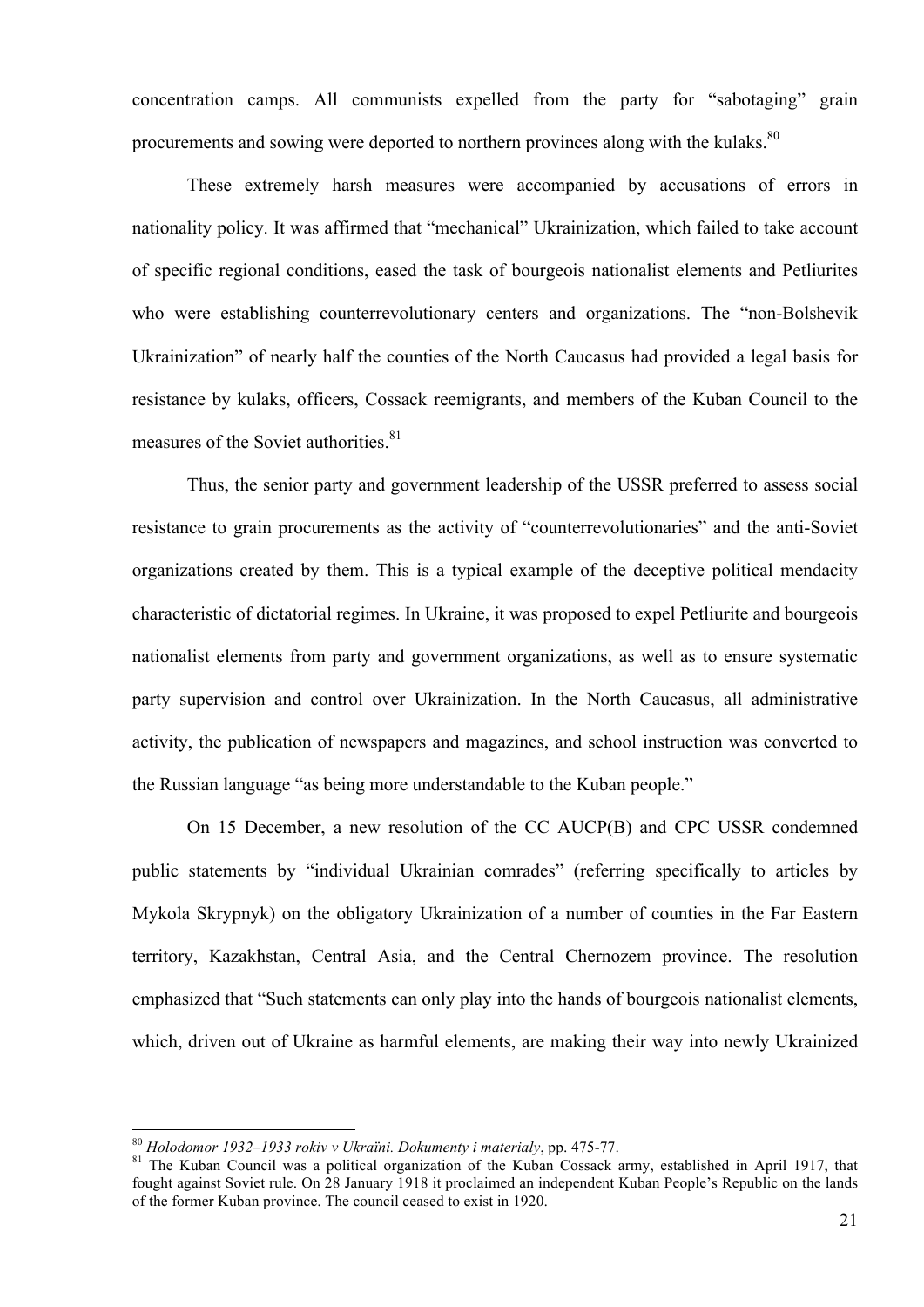concentration camps. All communists expelled from the party for "sabotaging" grain procurements and sowing were deported to northern provinces along with the kulaks.[80]

These extremely harsh measures were accompanied by accusations of errors in nationality policy. It was affirmed that "mechanical" Ukrainization, which failed to take account of specific regional conditions, eased the task of bourgeois nationalist elements and Petliurites who were establishing counterrevolutionary centers and organizations. The "non-Bolshevik Ukrainization" of nearly half the counties of the North Caucasus had provided a legal basis for resistance by kulaks, officers, Cossack reemigrants, and members of the Kuban Council to the measures of the Soviet authorities.[81]

Thus, the senior party and government leadership of the USSR preferred to assess social resistance to grain procurements as the activity of "counterrevolutionaries" and the anti-Soviet organizations created by them. This is a typical example of the deceptive political mendacity characteristic of dictatorial regimes. In Ukraine, it was proposed to expel Petliurite and bourgeois nationalist elements from party and government organizations, as well as to ensure systematic party supervision and control over Ukrainization. In the North Caucasus, all administrative activity, the publication of newspapers and magazines, and school instruction was converted to the Russian language "as being more understandable to the Kuban people."

On 15 December, a new resolution of the CC AUCP(B) and CPC USSR condemned public statements by "individual Ukrainian comrades" (referring specifically to articles by Mykola Skrypnyk) on the obligatory Ukrainization of a number of counties in the Far Eastern territory, Kazakhstan, Central Asia, and the Central Chernozem province. The resolution emphasized that "Such statements can only play into the hands of bourgeois nationalist elements, which, driven out of Ukraine as harmful elements, are making their way into newly Ukrainized

---

[80] *Holodomor 1932–1933 rokiv v Ukraïni. Dokumenty i materialy*, pp. 475-77.

[81] The Kuban Council was a political organization of the Kuban Cossack army, established in April 1917, that fought against Soviet rule. On 28 January 1918 it proclaimed an independent Kuban People's Republic on the lands of the former Kuban province. The council ceased to exist in 1920.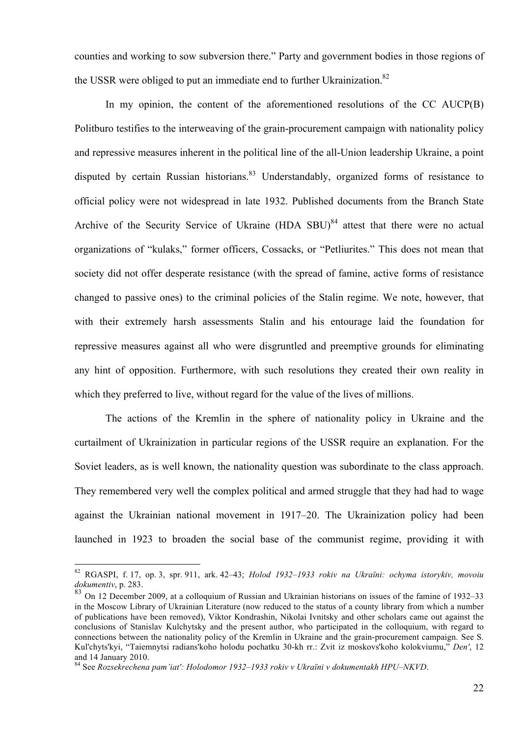counties and working to sow subversion there." Party and government bodies in those regions of the USSR were obliged to put an immediate end to further Ukrainization.[82]

In my opinion, the content of the aforementioned resolutions of the CC AUCP(B) Politburo testifies to the interweaving of the grain-procurement campaign with nationality policy and repressive measures inherent in the political line of the all-Union leadership Ukraine, a point disputed by certain Russian historians.[83] Understandably, organized forms of resistance to official policy were not widespread in late 1932. Published documents from the Branch State Archive of the Security Service of Ukraine (HDA SBU)[84] attest that there were no actual organizations of "kulaks," former officers, Cossacks, or "Petliurites." This does not mean that society did not offer desperate resistance (with the spread of famine, active forms of resistance changed to passive ones) to the criminal policies of the Stalin regime. We note, however, that with their extremely harsh assessments Stalin and his entourage laid the foundation for repressive measures against all who were disgruntled and preemptive grounds for eliminating any hint of opposition. Furthermore, with such resolutions they created their own reality in which they preferred to live, without regard for the value of the lives of millions.

The actions of the Kremlin in the sphere of nationality policy in Ukraine and the curtailment of Ukrainization in particular regions of the USSR require an explanation. For the Soviet leaders, as is well known, the nationality question was subordinate to the class approach. They remembered very well the complex political and armed struggle that they had had to wage against the Ukrainian national movement in 1917–20. The Ukrainization policy had been launched in 1923 to broaden the social base of the communist regime, providing it with

---

[82] RGASPI, f. 17, op. 3, spr. 911, ark. 42–43; *Holod 1932–1933 rokiv na Ukraïni: ochyma istorykiv, movoiu dokumentiv*, p. 283.

[83] On 12 December 2009, at a colloquium of Russian and Ukrainian historians on issues of the famine of 1932–33 in the Moscow Library of Ukrainian Literature (now reduced to the status of a county library from which a number of publications have been removed), Viktor Kondrashin, Nikolai Ivnitsky and other scholars came out against the conclusions of Stanislav Kulchytsky and the present author, who participated in the colloquium, with regard to connections between the nationality policy of the Kremlin in Ukraine and the grain-procurement campaign. See S. Kul'chyts'kyi, "Taiemnytsi radians'koho holodu pochatku 30-kh rr.: Zvit iz moskovs'koho kolokviumu," *Den'*, 12 and 14 January 2010.

[84] See *Rozsekrechena pam'iat': Holodomor 1932–1933 rokiv v Ukraïni v dokumentakh HPU–NKVD*.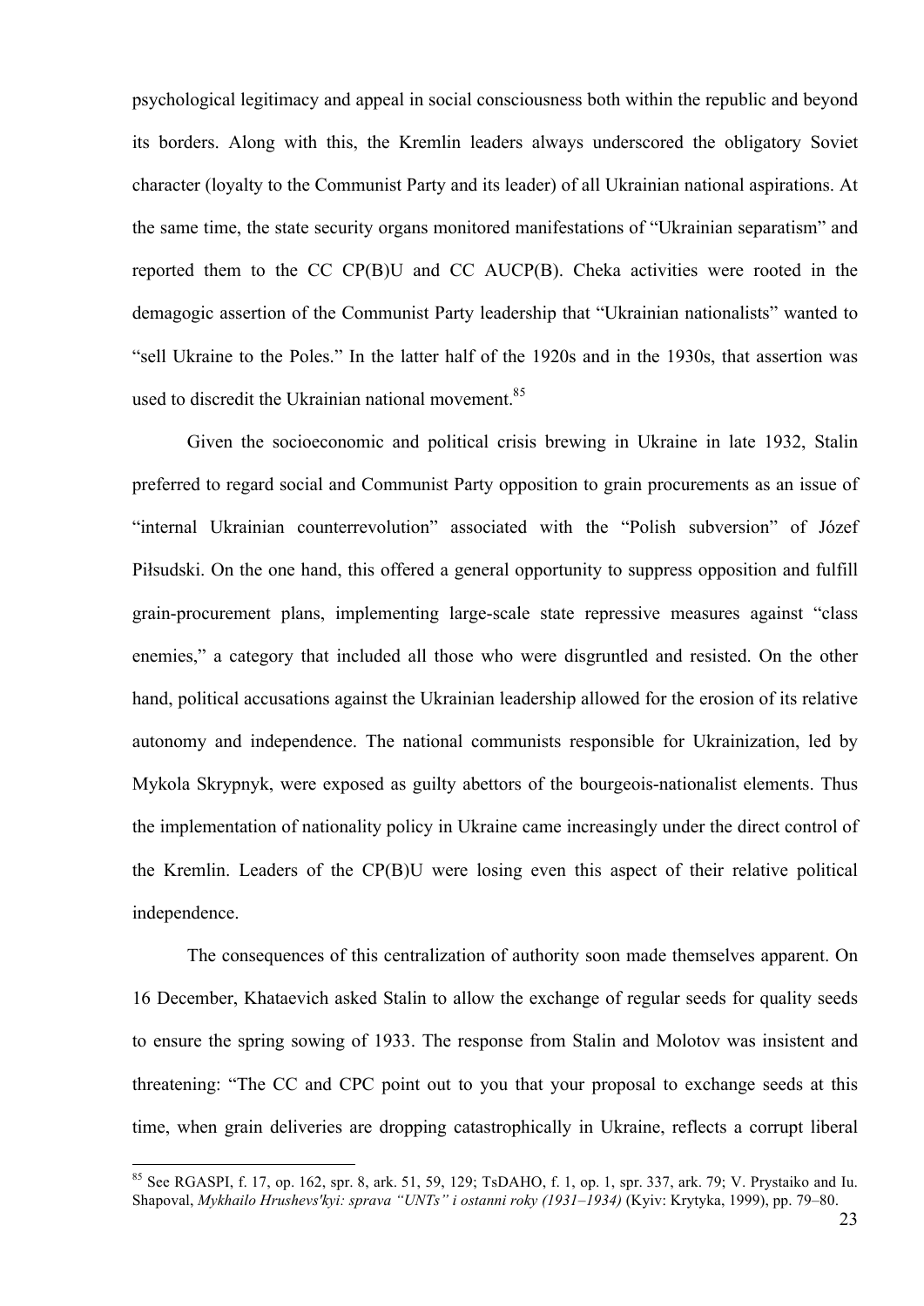psychological legitimacy and appeal in social consciousness both within the republic and beyond its borders. Along with this, the Kremlin leaders always underscored the obligatory Soviet character (loyalty to the Communist Party and its leader) of all Ukrainian national aspirations. At the same time, the state security organs monitored manifestations of "Ukrainian separatism" and reported them to the CC CP(B)U and CC AUCP(B). Cheka activities were rooted in the demagogic assertion of the Communist Party leadership that "Ukrainian nationalists" wanted to "sell Ukraine to the Poles." In the latter half of the 1920s and in the 1930s, that assertion was used to discredit the Ukrainian national movement.[85]

Given the socioeconomic and political crisis brewing in Ukraine in late 1932, Stalin preferred to regard social and Communist Party opposition to grain procurements as an issue of "internal Ukrainian counterrevolution" associated with the "Polish subversion" of Józef Piłsudski. On the one hand, this offered a general opportunity to suppress opposition and fulfill grain-procurement plans, implementing large-scale state repressive measures against "class enemies," a category that included all those who were disgruntled and resisted. On the other hand, political accusations against the Ukrainian leadership allowed for the erosion of its relative autonomy and independence. The national communists responsible for Ukrainization, led by Mykola Skrypnyk, were exposed as guilty abettors of the bourgeois-nationalist elements. Thus the implementation of nationality policy in Ukraine came increasingly under the direct control of the Kremlin. Leaders of the CP(B)U were losing even this aspect of their relative political independence.

The consequences of this centralization of authority soon made themselves apparent. On 16 December, Khataevich asked Stalin to allow the exchange of regular seeds for quality seeds to ensure the spring sowing of 1933. The response from Stalin and Molotov was insistent and threatening: "The CC and CPC point out to you that your proposal to exchange seeds at this time, when grain deliveries are dropping catastrophically in Ukraine, reflects a corrupt liberal

---

[85] See RGASPI, f. 17, op. 162, spr. 8, ark. 51, 59, 129; TsDAHO, f. 1, op. 1, spr. 337, ark. 79; V. Prystaiko and Iu. Shapoval, *Mykhailo Hrushevs'kyi: sprava "UNTs" i ostanni roky (1931–1934)* (Kyiv: Krytyka, 1999), pp. 79–80.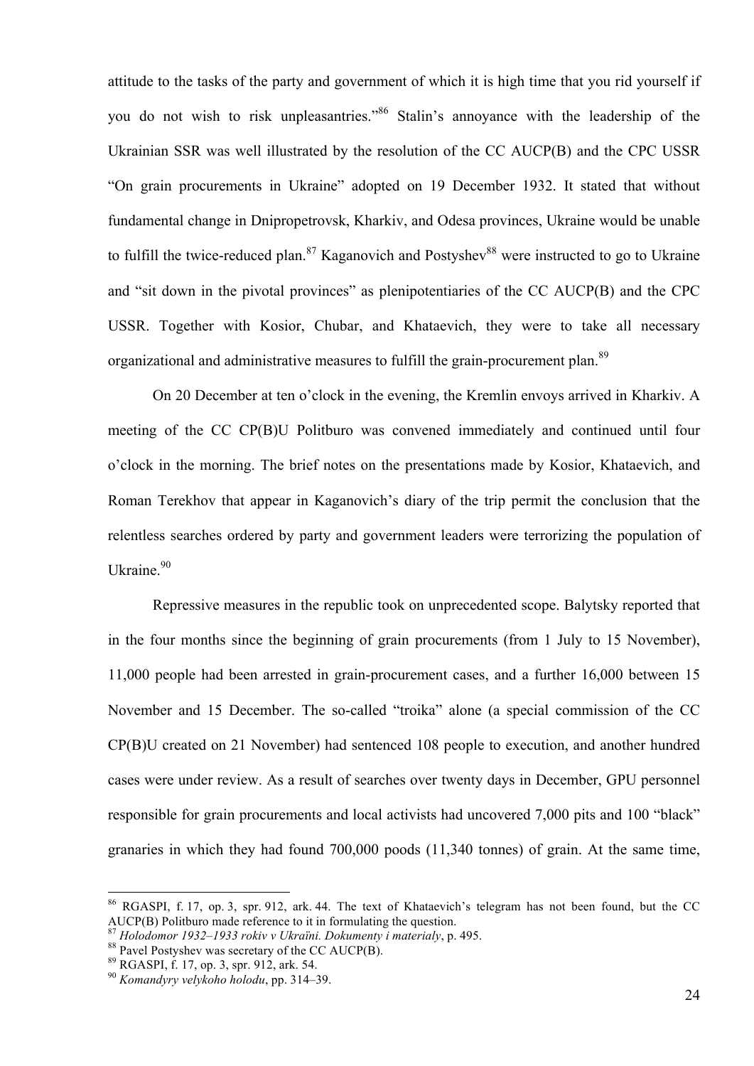attitude to the tasks of the party and government of which it is high time that you rid yourself if you do not wish to risk unpleasantries."[86] Stalin's annoyance with the leadership of the Ukrainian SSR was well illustrated by the resolution of the CC AUCP(B) and the CPC USSR "On grain procurements in Ukraine" adopted on 19 December 1932. It stated that without fundamental change in Dnipropetrovsk, Kharkiv, and Odesa provinces, Ukraine would be unable to fulfill the twice-reduced plan.[87] Kaganovich and Postyshev[88] were instructed to go to Ukraine and "sit down in the pivotal provinces" as plenipotentiaries of the CC AUCP(B) and the CPC USSR. Together with Kosior, Chubar, and Khataevich, they were to take all necessary organizational and administrative measures to fulfill the grain-procurement plan.[89]

On 20 December at ten o'clock in the evening, the Kremlin envoys arrived in Kharkiv. A meeting of the CC CP(B)U Politburo was convened immediately and continued until four o'clock in the morning. The brief notes on the presentations made by Kosior, Khataevich, and Roman Terekhov that appear in Kaganovich's diary of the trip permit the conclusion that the relentless searches ordered by party and government leaders were terrorizing the population of Ukraine.[90]

Repressive measures in the republic took on unprecedented scope. Balytsky reported that in the four months since the beginning of grain procurements (from 1 July to 15 November), 11,000 people had been arrested in grain-procurement cases, and a further 16,000 between 15 November and 15 December. The so-called "troika" alone (a special commission of the CC CP(B)U created on 21 November) had sentenced 108 people to execution, and another hundred cases were under review. As a result of searches over twenty days in December, GPU personnel responsible for grain procurements and local activists had uncovered 7,000 pits and 100 "black" granaries in which they had found 700,000 poods (11,340 tonnes) of grain. At the same time,

---

[86] RGASPI, f. 17, op. 3, spr. 912, ark. 44. The text of Khataevich's telegram has not been found, but the CC AUCP(B) Politburo made reference to it in formulating the question.

[87] *Holodomor 1932–1933 rokiv v Ukraïni. Dokumenty i materialy*, p. 495.

[88] Pavel Postyshev was secretary of the CC AUCP(B).

[89] RGASPI, f. 17, op. 3, spr. 912, ark. 54.

[90] *Komandyry velykoho holodu*, pp. 314–39.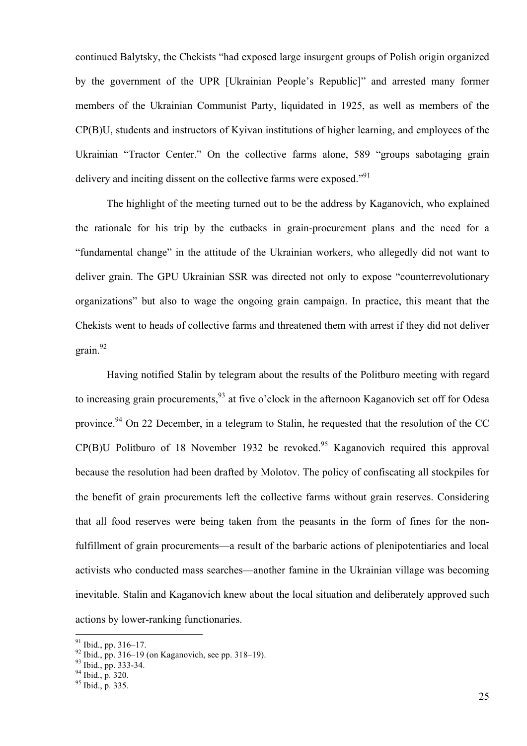continued Balytsky, the Chekists "had exposed large insurgent groups of Polish origin organized by the government of the UPR [Ukrainian People's Republic]" and arrested many former members of the Ukrainian Communist Party, liquidated in 1925, as well as members of the CP(B)U, students and instructors of Kyivan institutions of higher learning, and employees of the Ukrainian "Tractor Center." On the collective farms alone, 589 "groups sabotaging grain delivery and inciting dissent on the collective farms were exposed."[91]

The highlight of the meeting turned out to be the address by Kaganovich, who explained the rationale for his trip by the cutbacks in grain-procurement plans and the need for a "fundamental change" in the attitude of the Ukrainian workers, who allegedly did not want to deliver grain. The GPU Ukrainian SSR was directed not only to expose "counterrevolutionary organizations" but also to wage the ongoing grain campaign. In practice, this meant that the Chekists went to heads of collective farms and threatened them with arrest if they did not deliver grain.[92]

Having notified Stalin by telegram about the results of the Politburo meeting with regard to increasing grain procurements,[93] at five o'clock in the afternoon Kaganovich set off for Odesa province.[94] On 22 December, in a telegram to Stalin, he requested that the resolution of the CC CP(B)U Politburo of 18 November 1932 be revoked.[95] Kaganovich required this approval because the resolution had been drafted by Molotov. The policy of confiscating all stockpiles for the benefit of grain procurements left the collective farms without grain reserves. Considering that all food reserves were being taken from the peasants in the form of fines for the non-fulfillment of grain procurements—a result of the barbaric actions of plenipotentiaries and local activists who conducted mass searches—another famine in the Ukrainian village was becoming inevitable. Stalin and Kaganovich knew about the local situation and deliberately approved such actions by lower-ranking functionaries.

---

[91] Ibid., pp. 316–17.
[92] Ibid., pp. 316–19 (on Kaganovich, see pp. 318–19).
[93] Ibid., pp. 333-34.
[94] Ibid., p. 320.
[95] Ibid., p. 335.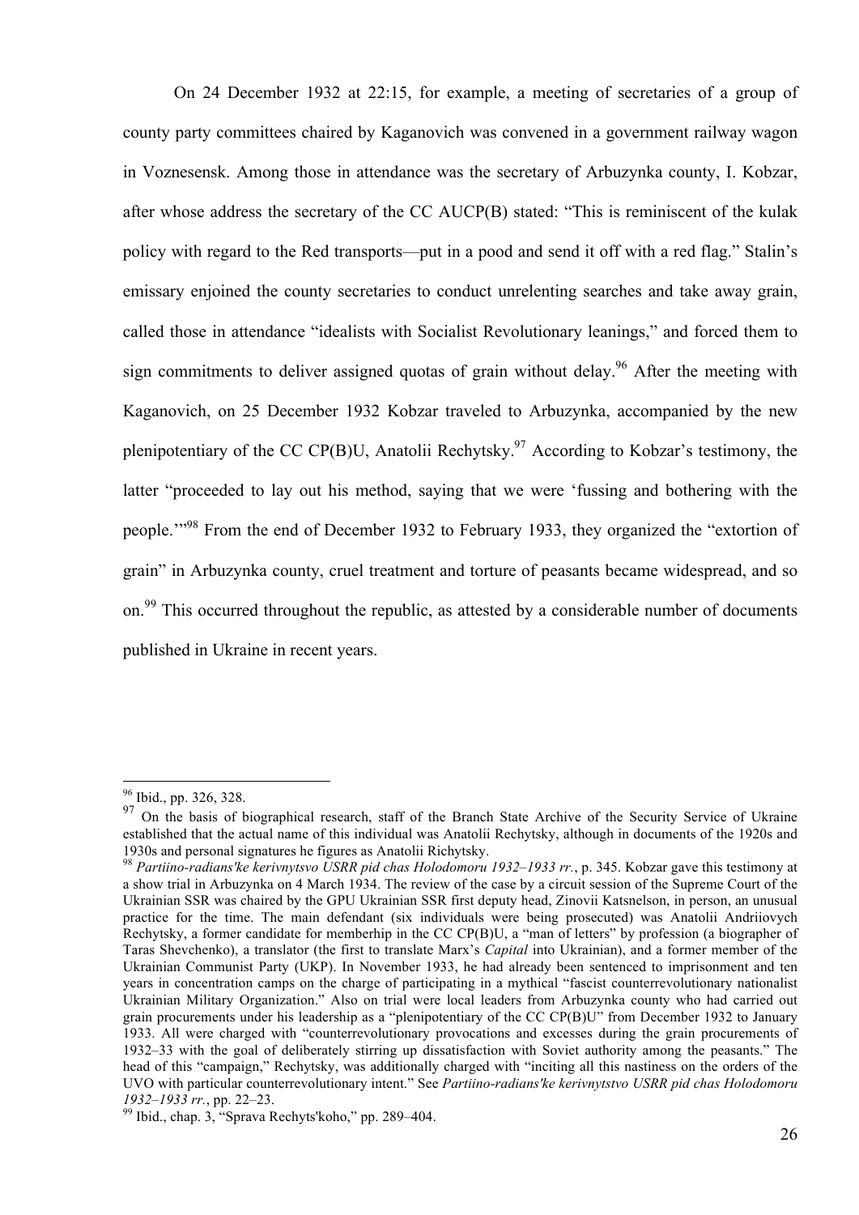On 24 December 1932 at 22:15, for example, a meeting of secretaries of a group of county party committees chaired by Kaganovich was convened in a government railway wagon in Voznesensk. Among those in attendance was the secretary of Arbuzynka county, I. Kobzar, after whose address the secretary of the CC AUCP(B) stated: "This is reminiscent of the kulak policy with regard to the Red transports—put in a pood and send it off with a red flag." Stalin's emissary enjoined the county secretaries to conduct unrelenting searches and take away grain, called those in attendance "idealists with Socialist Revolutionary leanings," and forced them to sign commitments to deliver assigned quotas of grain without delay.[96] After the meeting with Kaganovich, on 25 December 1932 Kobzar traveled to Arbuzynka, accompanied by the new plenipotentiary of the CC CP(B)U, Anatolii Rechytsky.[97] According to Kobzar's testimony, the latter "proceeded to lay out his method, saying that we were 'fussing and bothering with the people.'"[98] From the end of December 1932 to February 1933, they organized the "extortion of grain" in Arbuzynka county, cruel treatment and torture of peasants became widespread, and so on.[99] This occurred throughout the republic, as attested by a considerable number of documents published in Ukraine in recent years.

---

[96] Ibid., pp. 326, 328.

[97] On the basis of biographical research, staff of the Branch State Archive of the Security Service of Ukraine established that the actual name of this individual was Anatolii Rechytsky, although in documents of the 1920s and 1930s and personal signatures he figures as Anatolii Richytsky.

[98] *Partiino-radians'ke kerivnytsvo USRR pid chas Holodomoru 1932–1933 rr.*, p. 345. Kobzar gave this testimony at a show trial in Arbuzynka on 4 March 1934. The review of the case by a circuit session of the Supreme Court of the Ukrainian SSR was chaired by the GPU Ukrainian SSR first deputy head, Zinovii Katsnelson, in person, an unusual practice for the time. The main defendant (six individuals were being prosecuted) was Anatolii Andriiovych Rechytsky, a former candidate for memberhip in the CC CP(B)U, a "man of letters" by profession (a biographer of Taras Shevchenko), a translator (the first to translate Marx's *Capital* into Ukrainian), and a former member of the Ukrainian Communist Party (UKP). In November 1933, he had already been sentenced to imprisonment and ten years in concentration camps on the charge of participating in a mythical "fascist counterrevolutionary nationalist Ukrainian Military Organization." Also on trial were local leaders from Arbuzynka county who had carried out grain procurements under his leadership as a "plenipotentiary of the CC CP(B)U" from December 1932 to January 1933. All were charged with "counterrevolutionary provocations and excesses during the grain procurements of 1932–33 with the goal of deliberately stirring up dissatisfaction with Soviet authority among the peasants." The head of this "campaign," Rechytsky, was additionally charged with "inciting all this nastiness on the orders of the UVO with particular counterrevolutionary intent." See *Partiino-radians'ke kerivnytstvo USRR pid chas Holodomoru 1932–1933 rr.*, pp. 22–23.

[99] Ibid., chap. 3, "Sprava Rechyts'koho," pp. 289–404.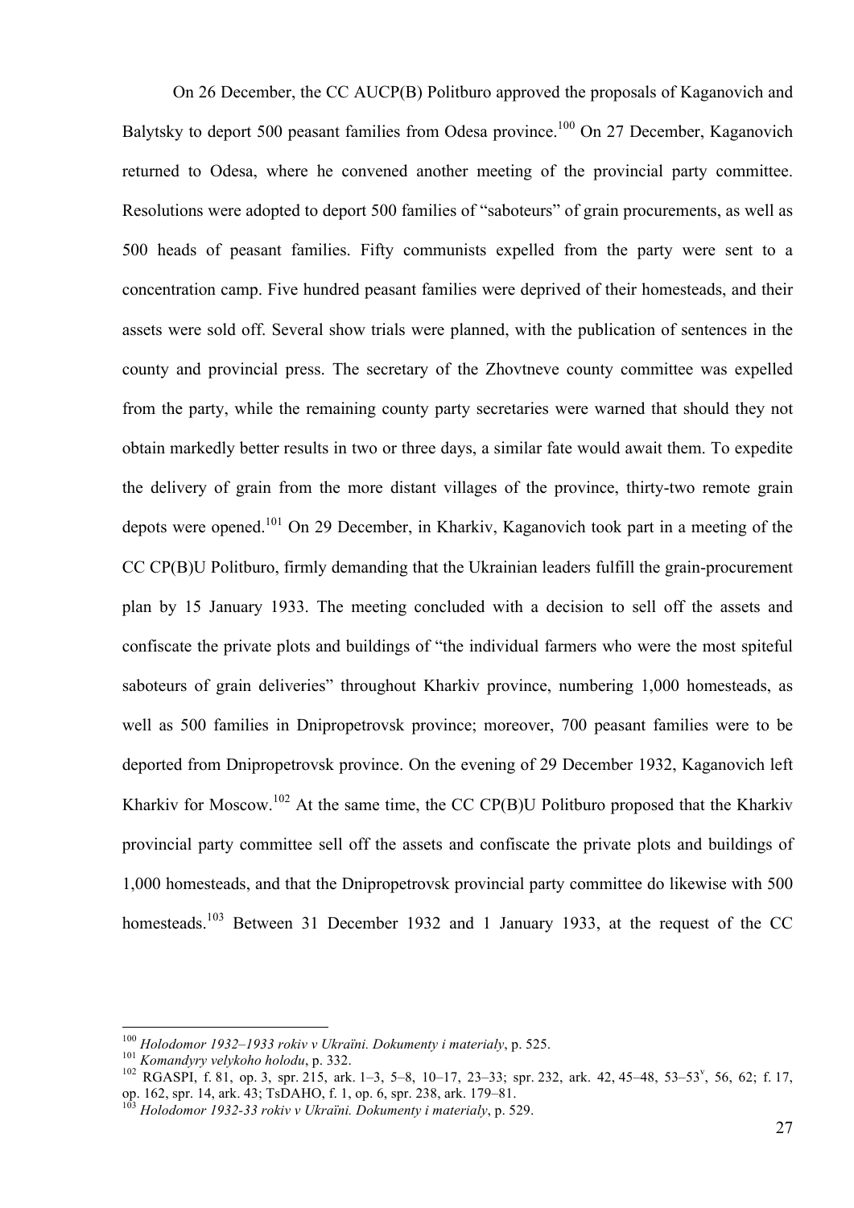On 26 December, the CC AUCP(B) Politburo approved the proposals of Kaganovich and Balytsky to deport 500 peasant families from Odesa province.[100] On 27 December, Kaganovich returned to Odesa, where he convened another meeting of the provincial party committee. Resolutions were adopted to deport 500 families of "saboteurs" of grain procurements, as well as 500 heads of peasant families. Fifty communists expelled from the party were sent to a concentration camp. Five hundred peasant families were deprived of their homesteads, and their assets were sold off. Several show trials were planned, with the publication of sentences in the county and provincial press. The secretary of the Zhovtneve county committee was expelled from the party, while the remaining county party secretaries were warned that should they not obtain markedly better results in two or three days, a similar fate would await them. To expedite the delivery of grain from the more distant villages of the province, thirty-two remote grain depots were opened.[101] On 29 December, in Kharkiv, Kaganovich took part in a meeting of the CC CP(B)U Politburo, firmly demanding that the Ukrainian leaders fulfill the grain-procurement plan by 15 January 1933. The meeting concluded with a decision to sell off the assets and confiscate the private plots and buildings of "the individual farmers who were the most spiteful saboteurs of grain deliveries" throughout Kharkiv province, numbering 1,000 homesteads, as well as 500 families in Dnipropetrovsk province; moreover, 700 peasant families were to be deported from Dnipropetrovsk province. On the evening of 29 December 1932, Kaganovich left Kharkiv for Moscow.[102] At the same time, the CC CP(B)U Politburo proposed that the Kharkiv provincial party committee sell off the assets and confiscate the private plots and buildings of 1,000 homesteads, and that the Dnipropetrovsk provincial party committee do likewise with 500 homesteads.[103] Between 31 December 1932 and 1 January 1933, at the request of the CC

---

[100] *Holodomor 1932–1933 rokiv v Ukraïni. Dokumenty i materialy*, p. 525.

[101] *Komandyry velykoho holodu*, p. 332.

[102] RGASPI, f. 81, op. 3, spr. 215, ark. 1–3, 5–8, 10–17, 23–33; spr. 232, ark. 42, 45–48, 53–53[v], 56, 62; f. 17, op. 162, spr. 14, ark. 43; TsDAHO, f. 1, op. 6, spr. 238, ark. 179–81.

[103] *Holodomor 1932-33 rokiv v Ukraïni. Dokumenty i materialy*, p. 529.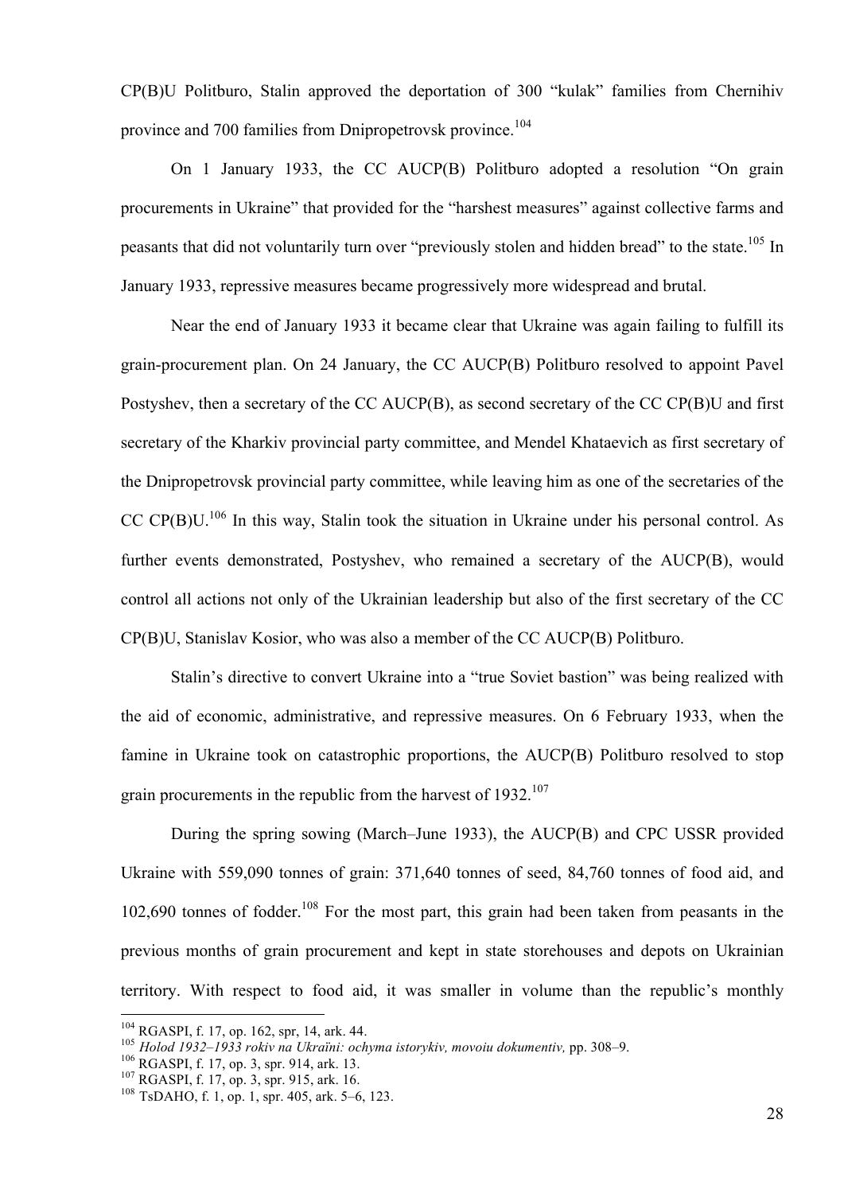CP(B)U Politburo, Stalin approved the deportation of 300 "kulak" families from Chernihiv province and 700 families from Dnipropetrovsk province.[104]

On 1 January 1933, the CC AUCP(B) Politburo adopted a resolution "On grain procurements in Ukraine" that provided for the "harshest measures" against collective farms and peasants that did not voluntarily turn over "previously stolen and hidden bread" to the state.[105] In January 1933, repressive measures became progressively more widespread and brutal.

Near the end of January 1933 it became clear that Ukraine was again failing to fulfill its grain-procurement plan. On 24 January, the CC AUCP(B) Politburo resolved to appoint Pavel Postyshev, then a secretary of the CC AUCP(B), as second secretary of the CC CP(B)U and first secretary of the Kharkiv provincial party committee, and Mendel Khataevich as first secretary of the Dnipropetrovsk provincial party committee, while leaving him as one of the secretaries of the CC CP(B)U.[106] In this way, Stalin took the situation in Ukraine under his personal control. As further events demonstrated, Postyshev, who remained a secretary of the AUCP(B), would control all actions not only of the Ukrainian leadership but also of the first secretary of the CC CP(B)U, Stanislav Kosior, who was also a member of the CC AUCP(B) Politburo.

Stalin's directive to convert Ukraine into a "true Soviet bastion" was being realized with the aid of economic, administrative, and repressive measures. On 6 February 1933, when the famine in Ukraine took on catastrophic proportions, the AUCP(B) Politburo resolved to stop grain procurements in the republic from the harvest of 1932.[107]

During the spring sowing (March–June 1933), the AUCP(B) and CPC USSR provided Ukraine with 559,090 tonnes of grain: 371,640 tonnes of seed, 84,760 tonnes of food aid, and 102,690 tonnes of fodder.[108] For the most part, this grain had been taken from peasants in the previous months of grain procurement and kept in state storehouses and depots on Ukrainian territory. With respect to food aid, it was smaller in volume than the republic's monthly

---

[104] RGASPI, f. 17, op. 162, spr, 14, ark. 44.

[105] *Holod 1932–1933 rokiv na Ukraïni: ochyma istorykiv, movoiu dokumentiv,* pp. 308–9.

[106] RGASPI, f. 17, op. 3, spr. 914, ark. 13.

[107] RGASPI, f. 17, op. 3, spr. 915, ark. 16.

[108] TsDAHO, f. 1, op. 1, spr. 405, ark. 5–6, 123.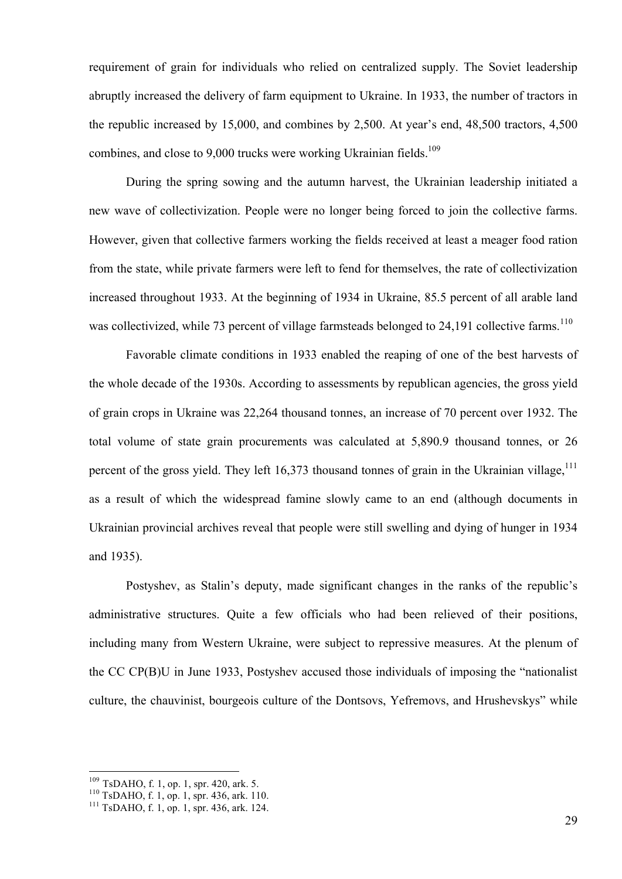requirement of grain for individuals who relied on centralized supply. The Soviet leadership abruptly increased the delivery of farm equipment to Ukraine. In 1933, the number of tractors in the republic increased by 15,000, and combines by 2,500. At year's end, 48,500 tractors, 4,500 combines, and close to 9,000 trucks were working Ukrainian fields.[109]

During the spring sowing and the autumn harvest, the Ukrainian leadership initiated a new wave of collectivization. People were no longer being forced to join the collective farms. However, given that collective farmers working the fields received at least a meager food ration from the state, while private farmers were left to fend for themselves, the rate of collectivization increased throughout 1933. At the beginning of 1934 in Ukraine, 85.5 percent of all arable land was collectivized, while 73 percent of village farmsteads belonged to 24,191 collective farms.[110]

Favorable climate conditions in 1933 enabled the reaping of one of the best harvests of the whole decade of the 1930s. According to assessments by republican agencies, the gross yield of grain crops in Ukraine was 22,264 thousand tonnes, an increase of 70 percent over 1932. The total volume of state grain procurements was calculated at 5,890.9 thousand tonnes, or 26 percent of the gross yield. They left 16,373 thousand tonnes of grain in the Ukrainian village,[111] as a result of which the widespread famine slowly came to an end (although documents in Ukrainian provincial archives reveal that people were still swelling and dying of hunger in 1934 and 1935).

Postyshev, as Stalin's deputy, made significant changes in the ranks of the republic's administrative structures. Quite a few officials who had been relieved of their positions, including many from Western Ukraine, were subject to repressive measures. At the plenum of the CC CP(B)U in June 1933, Postyshev accused those individuals of imposing the "nationalist culture, the chauvinist, bourgeois culture of the Dontsovs, Yefremovs, and Hrushevskys" while

---

[109] TsDAHO, f. 1, op. 1, spr. 420, ark. 5.
[110] TsDAHO, f. 1, op. 1, spr. 436, ark. 110.
[111] TsDAHO, f. 1, op. 1, spr. 436, ark. 124.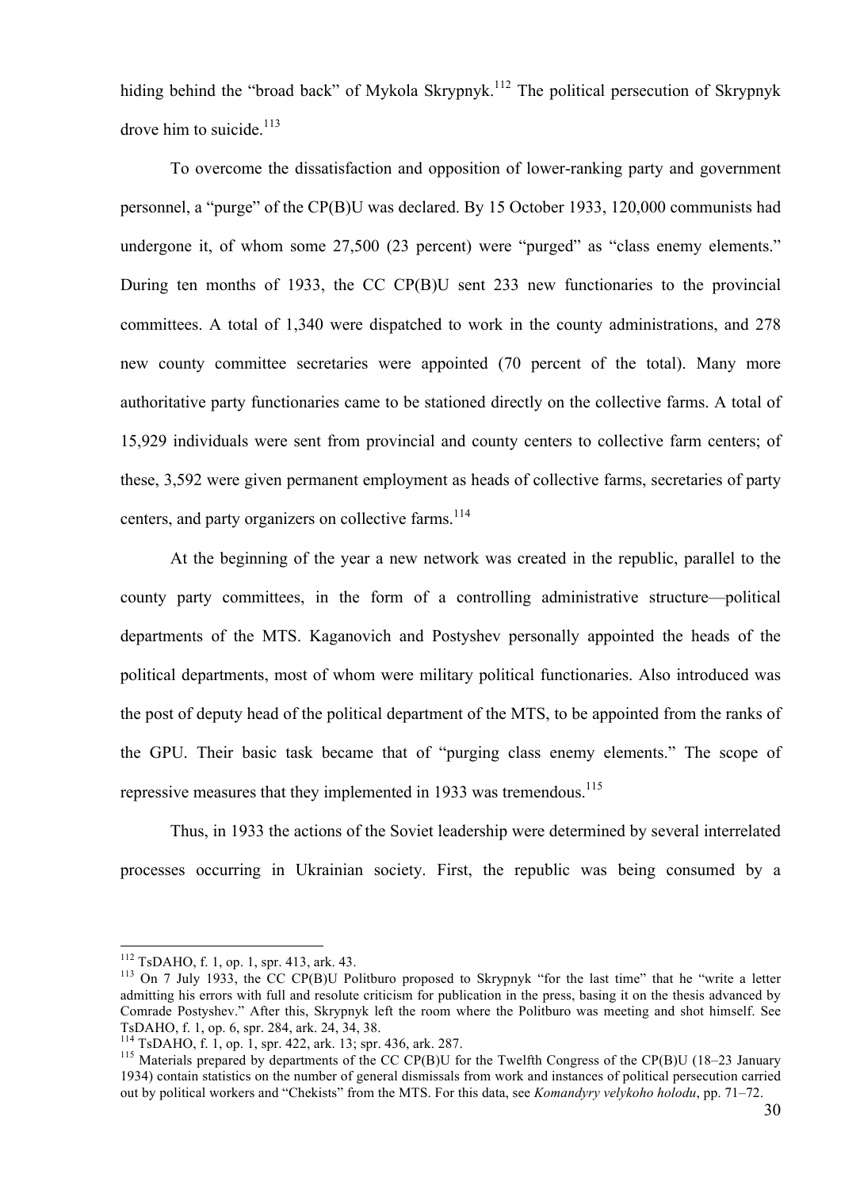hiding behind the "broad back" of Mykola Skrypnyk.[112] The political persecution of Skrypnyk drove him to suicide.[113]

To overcome the dissatisfaction and opposition of lower-ranking party and government personnel, a "purge" of the CP(B)U was declared. By 15 October 1933, 120,000 communists had undergone it, of whom some 27,500 (23 percent) were "purged" as "class enemy elements." During ten months of 1933, the CC CP(B)U sent 233 new functionaries to the provincial committees. A total of 1,340 were dispatched to work in the county administrations, and 278 new county committee secretaries were appointed (70 percent of the total). Many more authoritative party functionaries came to be stationed directly on the collective farms. A total of 15,929 individuals were sent from provincial and county centers to collective farm centers; of these, 3,592 were given permanent employment as heads of collective farms, secretaries of party centers, and party organizers on collective farms.[114]

At the beginning of the year a new network was created in the republic, parallel to the county party committees, in the form of a controlling administrative structure—political departments of the MTS. Kaganovich and Postyshev personally appointed the heads of the political departments, most of whom were military political functionaries. Also introduced was the post of deputy head of the political department of the MTS, to be appointed from the ranks of the GPU. Their basic task became that of "purging class enemy elements." The scope of repressive measures that they implemented in 1933 was tremendous.[115]

Thus, in 1933 the actions of the Soviet leadership were determined by several interrelated processes occurring in Ukrainian society. First, the republic was being consumed by a

---

[112] TsDAHO, f. 1, op. 1, spr. 413, ark. 43.

[113] On 7 July 1933, the CC CP(B)U Politburo proposed to Skrypnyk "for the last time" that he "write a letter admitting his errors with full and resolute criticism for publication in the press, basing it on the thesis advanced by Comrade Postyshev." After this, Skrypnyk left the room where the Politburo was meeting and shot himself. See TsDAHO, f. 1, op. 6, spr. 284, ark. 24, 34, 38.

[114] TsDAHO, f. 1, op. 1, spr. 422, ark. 13; spr. 436, ark. 287.

[115] Materials prepared by departments of the CC CP(B)U for the Twelfth Congress of the CP(B)U (18–23 January 1934) contain statistics on the number of general dismissals from work and instances of political persecution carried out by political workers and "Chekists" from the MTS. For this data, see *Komandyry velykoho holodu*, pp. 71–72.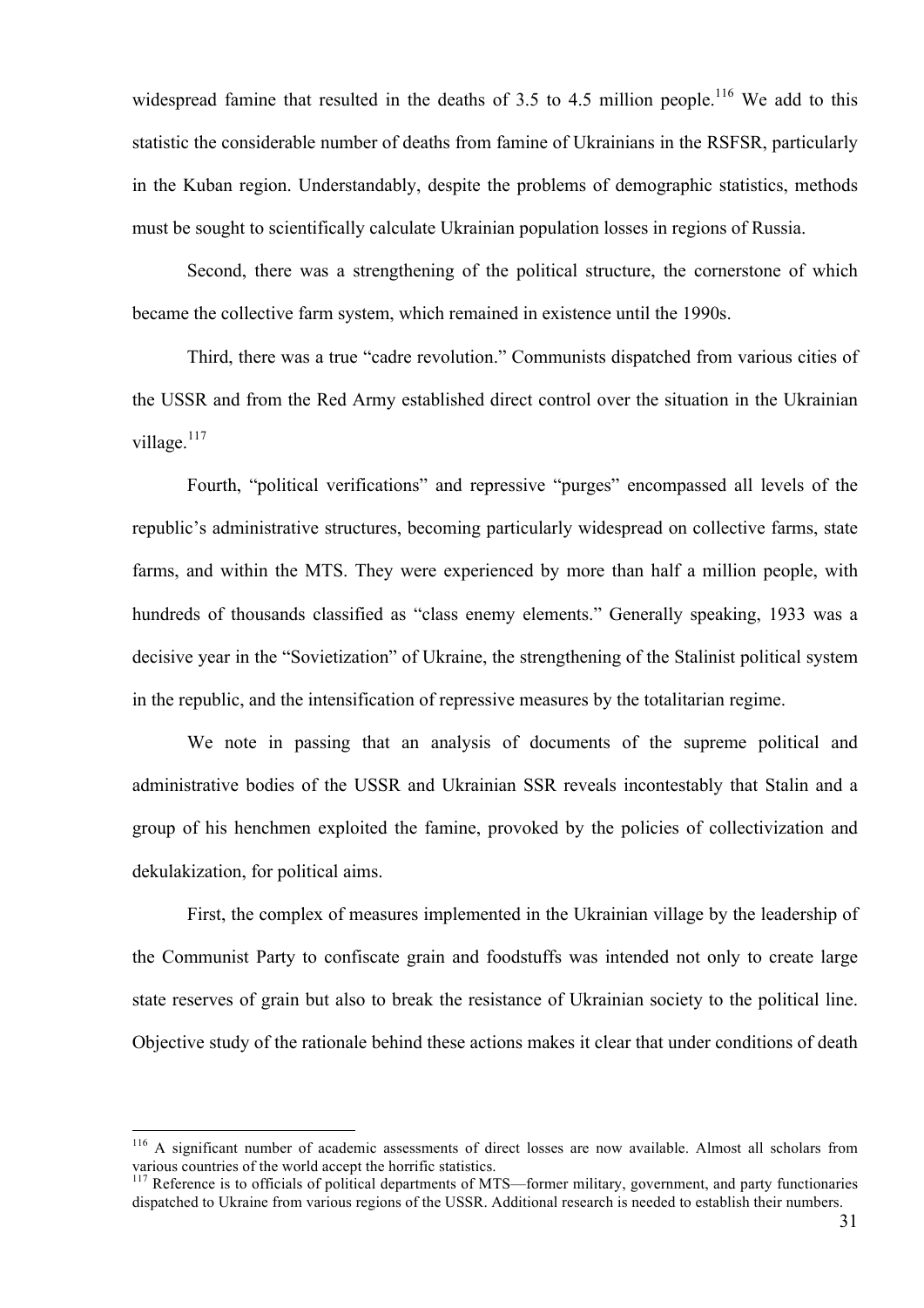widespread famine that resulted in the deaths of 3.5 to 4.5 million people.[116] We add to this statistic the considerable number of deaths from famine of Ukrainians in the RSFSR, particularly in the Kuban region. Understandably, despite the problems of demographic statistics, methods must be sought to scientifically calculate Ukrainian population losses in regions of Russia.

Second, there was a strengthening of the political structure, the cornerstone of which became the collective farm system, which remained in existence until the 1990s.

Third, there was a true "cadre revolution." Communists dispatched from various cities of the USSR and from the Red Army established direct control over the situation in the Ukrainian village.[117]

Fourth, "political verifications" and repressive "purges" encompassed all levels of the republic's administrative structures, becoming particularly widespread on collective farms, state farms, and within the MTS. They were experienced by more than half a million people, with hundreds of thousands classified as "class enemy elements." Generally speaking, 1933 was a decisive year in the "Sovietization" of Ukraine, the strengthening of the Stalinist political system in the republic, and the intensification of repressive measures by the totalitarian regime.

We note in passing that an analysis of documents of the supreme political and administrative bodies of the USSR and Ukrainian SSR reveals incontestably that Stalin and a group of his henchmen exploited the famine, provoked by the policies of collectivization and dekulakization, for political aims.

First, the complex of measures implemented in the Ukrainian village by the leadership of the Communist Party to confiscate grain and foodstuffs was intended not only to create large state reserves of grain but also to break the resistance of Ukrainian society to the political line. Objective study of the rationale behind these actions makes it clear that under conditions of death

---

[116] A significant number of academic assessments of direct losses are now available. Almost all scholars from various countries of the world accept the horrific statistics.

[117] Reference is to officials of political departments of MTS—former military, government, and party functionaries dispatched to Ukraine from various regions of the USSR. Additional research is needed to establish their numbers.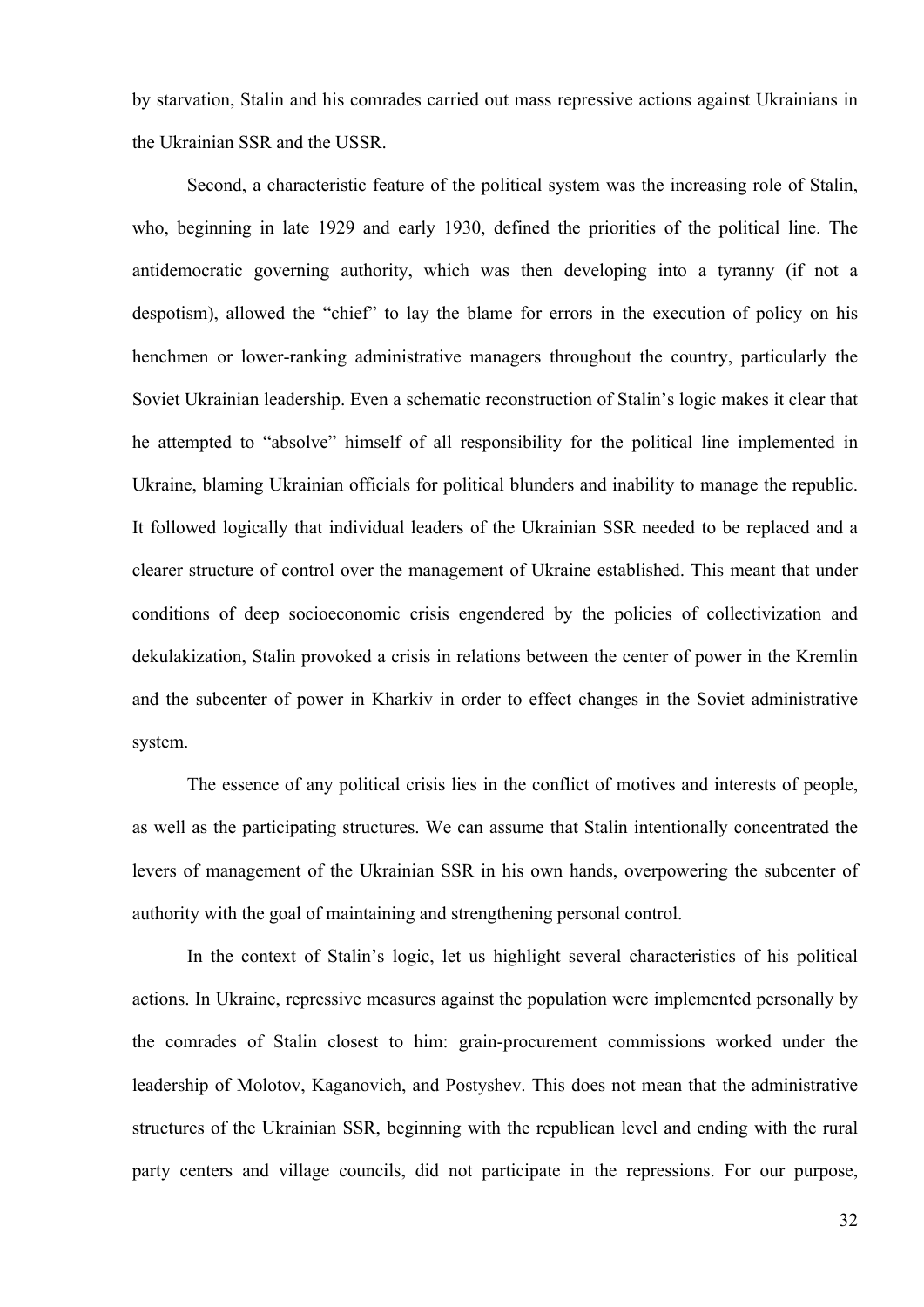by starvation, Stalin and his comrades carried out mass repressive actions against Ukrainians in the Ukrainian SSR and the USSR.

Second, a characteristic feature of the political system was the increasing role of Stalin, who, beginning in late 1929 and early 1930, defined the priorities of the political line. The antidemocratic governing authority, which was then developing into a tyranny (if not a despotism), allowed the "chief" to lay the blame for errors in the execution of policy on his henchmen or lower-ranking administrative managers throughout the country, particularly the Soviet Ukrainian leadership. Even a schematic reconstruction of Stalin's logic makes it clear that he attempted to "absolve" himself of all responsibility for the political line implemented in Ukraine, blaming Ukrainian officials for political blunders and inability to manage the republic. It followed logically that individual leaders of the Ukrainian SSR needed to be replaced and a clearer structure of control over the management of Ukraine established. This meant that under conditions of deep socioeconomic crisis engendered by the policies of collectivization and dekulakization, Stalin provoked a crisis in relations between the center of power in the Kremlin and the subcenter of power in Kharkiv in order to effect changes in the Soviet administrative system.

The essence of any political crisis lies in the conflict of motives and interests of people, as well as the participating structures. We can assume that Stalin intentionally concentrated the levers of management of the Ukrainian SSR in his own hands, overpowering the subcenter of authority with the goal of maintaining and strengthening personal control.

In the context of Stalin's logic, let us highlight several characteristics of his political actions. In Ukraine, repressive measures against the population were implemented personally by the comrades of Stalin closest to him: grain-procurement commissions worked under the leadership of Molotov, Kaganovich, and Postyshev. This does not mean that the administrative structures of the Ukrainian SSR, beginning with the republican level and ending with the rural party centers and village councils, did not participate in the repressions. For our purpose,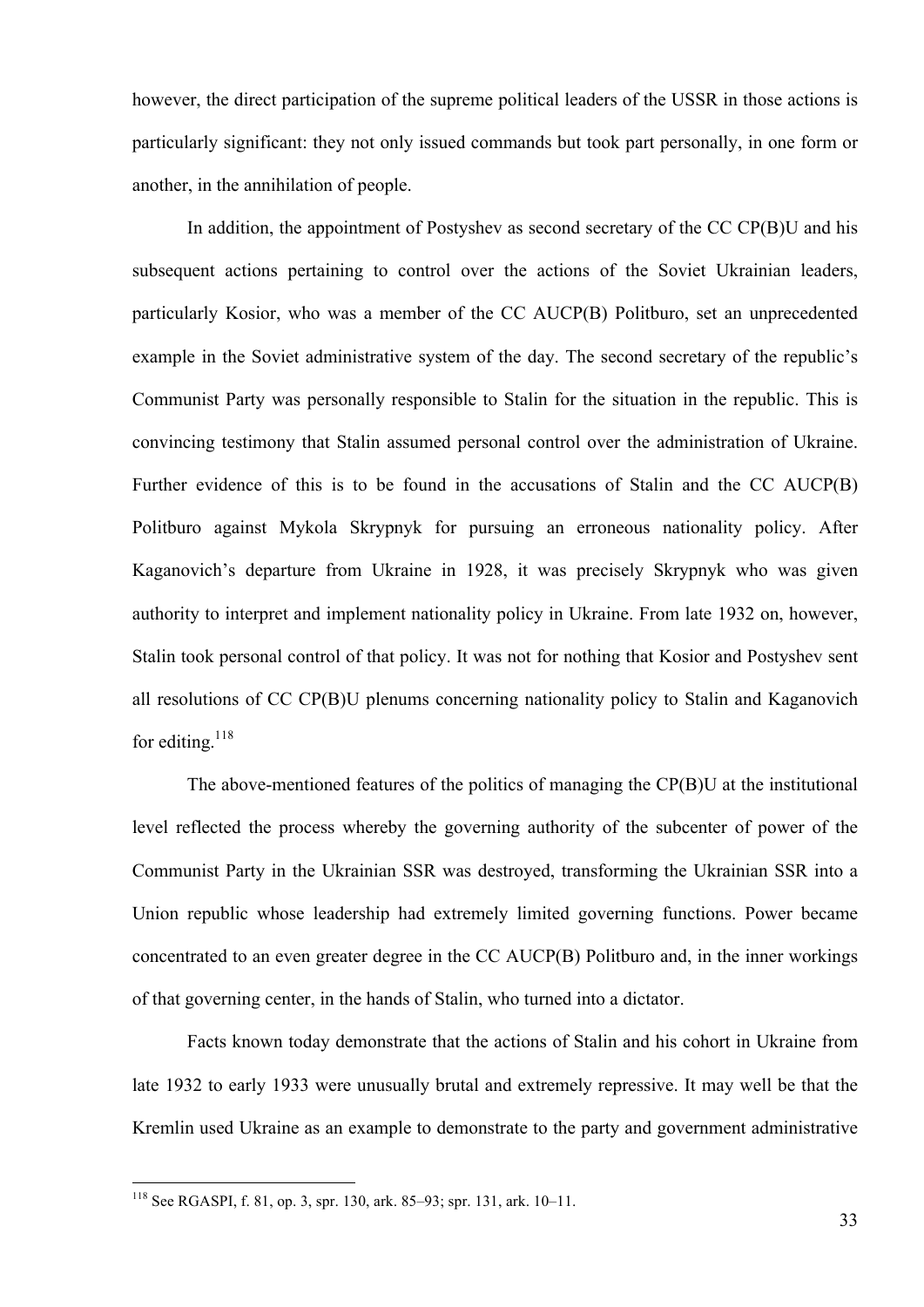however, the direct participation of the supreme political leaders of the USSR in those actions is particularly significant: they not only issued commands but took part personally, in one form or another, in the annihilation of people.

In addition, the appointment of Postyshev as second secretary of the CC CP(B)U and his subsequent actions pertaining to control over the actions of the Soviet Ukrainian leaders, particularly Kosior, who was a member of the CC AUCP(B) Politburo, set an unprecedented example in the Soviet administrative system of the day. The second secretary of the republic's Communist Party was personally responsible to Stalin for the situation in the republic. This is convincing testimony that Stalin assumed personal control over the administration of Ukraine. Further evidence of this is to be found in the accusations of Stalin and the CC AUCP(B) Politburo against Mykola Skrypnyk for pursuing an erroneous nationality policy. After Kaganovich's departure from Ukraine in 1928, it was precisely Skrypnyk who was given authority to interpret and implement nationality policy in Ukraine. From late 1932 on, however, Stalin took personal control of that policy. It was not for nothing that Kosior and Postyshev sent all resolutions of CC CP(B)U plenums concerning nationality policy to Stalin and Kaganovich for editing.[118]

The above-mentioned features of the politics of managing the CP(B)U at the institutional level reflected the process whereby the governing authority of the subcenter of power of the Communist Party in the Ukrainian SSR was destroyed, transforming the Ukrainian SSR into a Union republic whose leadership had extremely limited governing functions. Power became concentrated to an even greater degree in the CC AUCP(B) Politburo and, in the inner workings of that governing center, in the hands of Stalin, who turned into a dictator.

Facts known today demonstrate that the actions of Stalin and his cohort in Ukraine from late 1932 to early 1933 were unusually brutal and extremely repressive. It may well be that the Kremlin used Ukraine as an example to demonstrate to the party and government administrative

---

[118] See RGASPI, f. 81, op. 3, spr. 130, ark. 85–93; spr. 131, ark. 10–11.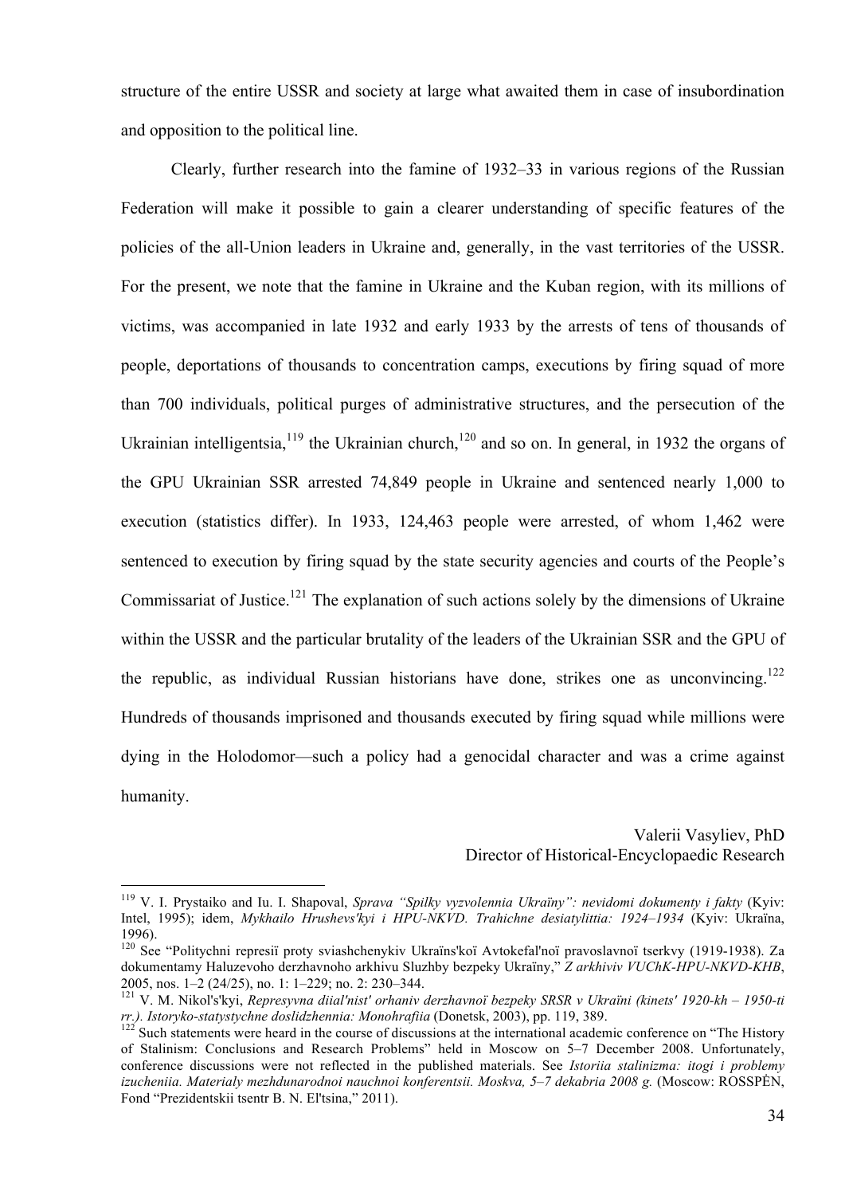structure of the entire USSR and society at large what awaited them in case of insubordination and opposition to the political line.

Clearly, further research into the famine of 1932–33 in various regions of the Russian Federation will make it possible to gain a clearer understanding of specific features of the policies of the all-Union leaders in Ukraine and, generally, in the vast territories of the USSR. For the present, we note that the famine in Ukraine and the Kuban region, with its millions of victims, was accompanied in late 1932 and early 1933 by the arrests of tens of thousands of people, deportations of thousands to concentration camps, executions by firing squad of more than 700 individuals, political purges of administrative structures, and the persecution of the Ukrainian intelligentsia,[119] the Ukrainian church,[120] and so on. In general, in 1932 the organs of the GPU Ukrainian SSR arrested 74,849 people in Ukraine and sentenced nearly 1,000 to execution (statistics differ). In 1933, 124,463 people were arrested, of whom 1,462 were sentenced to execution by firing squad by the state security agencies and courts of the People's Commissariat of Justice.[121] The explanation of such actions solely by the dimensions of Ukraine within the USSR and the particular brutality of the leaders of the Ukrainian SSR and the GPU of the republic, as individual Russian historians have done, strikes one as unconvincing.[122] Hundreds of thousands imprisoned and thousands executed by firing squad while millions were dying in the Holodomor—such a policy had a genocidal character and was a crime against humanity.

Valerii Vasyliev, PhD
Director of Historical-Encyclopaedic Research

---

[119] V. I. Prystaiko and Iu. I. Shapoval, *Sprava "Spilky vyzvolennia Ukraïny": nevidomi dokumenty i fakty* (Kyiv: Intel, 1995); idem, *Mykhailo Hrushevs'kyi i HPU-NKVD. Trahichne desiatylittia: 1924–1934* (Kyiv: Ukraïna, 1996).

[120] See "Politychni represiï proty sviashchenykiv Ukraïns'koï Avtokefal'noï pravoslavnoï tserkvy (1919-1938). Za dokumentamy Haluzevoho derzhavnoho arkhivu Sluzhby bezpeky Ukraïny," *Z arkhiviv VUChK-HPU-NKVD-KHB*, 2005, nos. 1–2 (24/25), no. 1: 1–229; no. 2: 230–344.

[121] V. M. Nikol's'kyi, *Represyvna diial'nist' orhaniv derzhavnoï bezpeky SRSR v Ukraïni (kinets' 1920-kh – 1950-ti rr.). Istoryko-statystychne doslidzhennia: Monohrafiia* (Donetsk, 2003), pp. 119, 389.

[122] Such statements were heard in the course of discussions at the international academic conference on "The History of Stalinism: Conclusions and Research Problems" held in Moscow on 5–7 December 2008. Unfortunately, conference discussions were not reflected in the published materials. See *Istoriia stalinizma: itogi i problemy izucheniia. Materialy mezhdunarodnoi nauchnoi konferentsii. Moskva, 5–7 dekabria 2008 g.* (Moscow: ROSSPĖN, Fond "Prezidentskii tsentr B. N. El'tsina," 2011).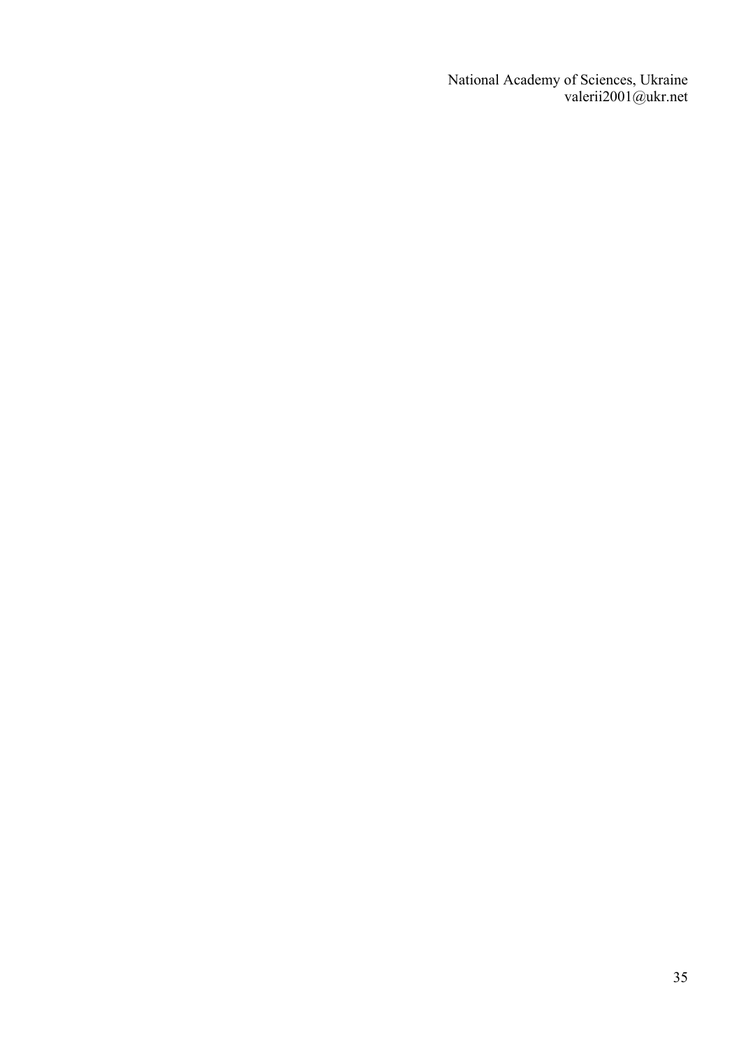National Academy of Sciences, Ukraine
valerii2001@ukr.net